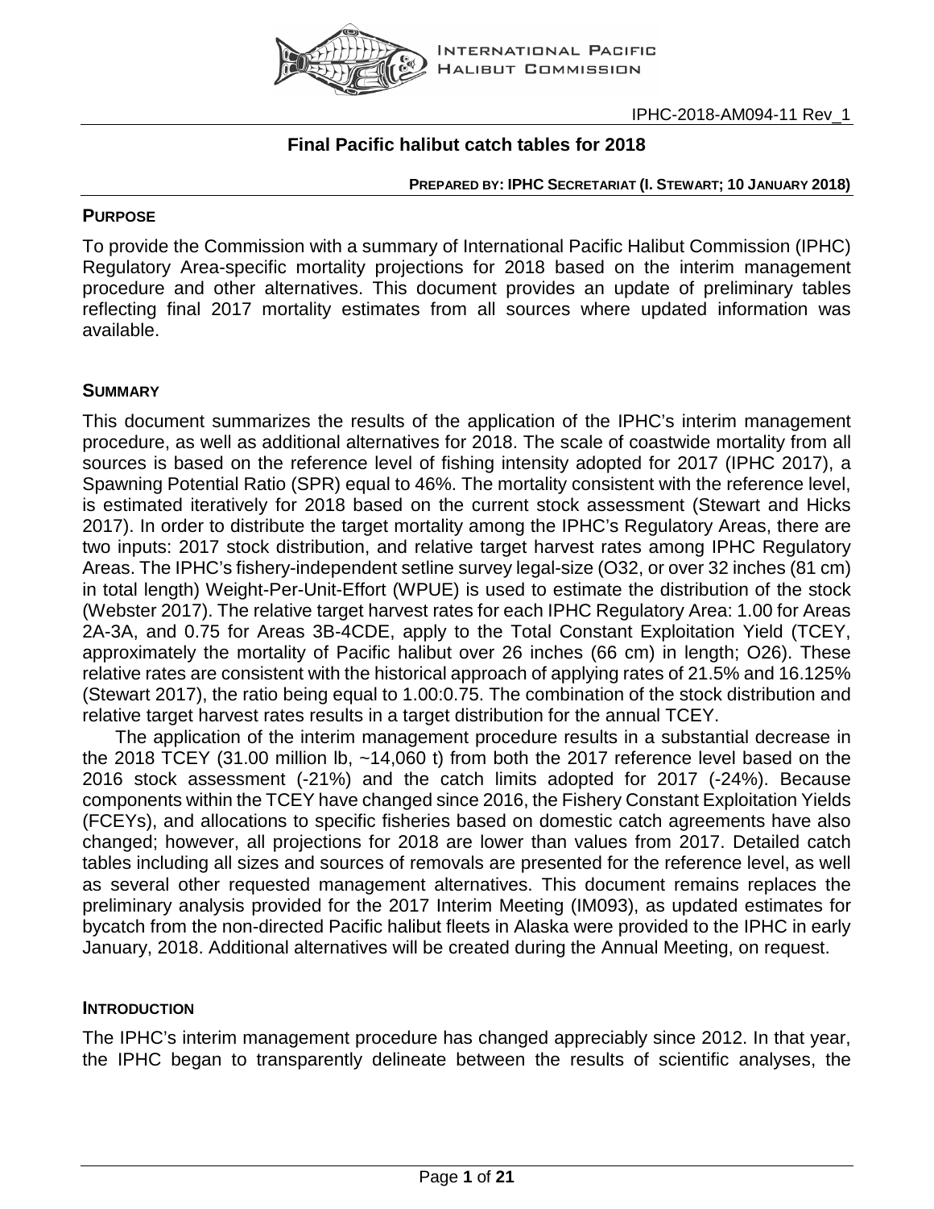IPHC-2018-AM094-11 Rev_1

# Final Pacific halibut catch tables for 2018

**PREPARED BY: IPHC SECRETARIAT (I. STEWART; 10 JANUARY 2018)**

## PURPOSE

To provide the Commission with a summary of International Pacific Halibut Commission (IPHC) Regulatory Area-specific mortality projections for 2018 based on the interim management procedure and other alternatives. This document provides an update of preliminary tables reflecting final 2017 mortality estimates from all sources where updated information was available.

## SUMMARY

This document summarizes the results of the application of the IPHC's interim management procedure, as well as additional alternatives for 2018. The scale of coastwide mortality from all sources is based on the reference level of fishing intensity adopted for 2017 (IPHC 2017), a Spawning Potential Ratio (SPR) equal to 46%. The mortality consistent with the reference level, is estimated iteratively for 2018 based on the current stock assessment (Stewart and Hicks 2017). In order to distribute the target mortality among the IPHC's Regulatory Areas, there are two inputs: 2017 stock distribution, and relative target harvest rates among IPHC Regulatory Areas. The IPHC's fishery-independent setline survey legal-size (O32, or over 32 inches (81 cm) in total length) Weight-Per-Unit-Effort (WPUE) is used to estimate the distribution of the stock (Webster 2017). The relative target harvest rates for each IPHC Regulatory Area: 1.00 for Areas 2A-3A, and 0.75 for Areas 3B-4CDE, apply to the Total Constant Exploitation Yield (TCEY, approximately the mortality of Pacific halibut over 26 inches (66 cm) in length; O26). These relative rates are consistent with the historical approach of applying rates of 21.5% and 16.125% (Stewart 2017), the ratio being equal to 1.00:0.75. The combination of the stock distribution and relative target harvest rates results in a target distribution for the annual TCEY.

The application of the interim management procedure results in a substantial decrease in the 2018 TCEY (31.00 million lb, ~14,060 t) from both the 2017 reference level based on the 2016 stock assessment (-21%) and the catch limits adopted for 2017 (-24%). Because components within the TCEY have changed since 2016, the Fishery Constant Exploitation Yields (FCEYs), and allocations to specific fisheries based on domestic catch agreements have also changed; however, all projections for 2018 are lower than values from 2017. Detailed catch tables including all sizes and sources of removals are presented for the reference level, as well as several other requested management alternatives. This document remains replaces the preliminary analysis provided for the 2017 Interim Meeting (IM093), as updated estimates for bycatch from the non-directed Pacific halibut fleets in Alaska were provided to the IPHC in early January, 2018. Additional alternatives will be created during the Annual Meeting, on request.

## INTRODUCTION

The IPHC's interim management procedure has changed appreciably since 2012. In that year, the IPHC began to transparently delineate between the results of scientific analyses, the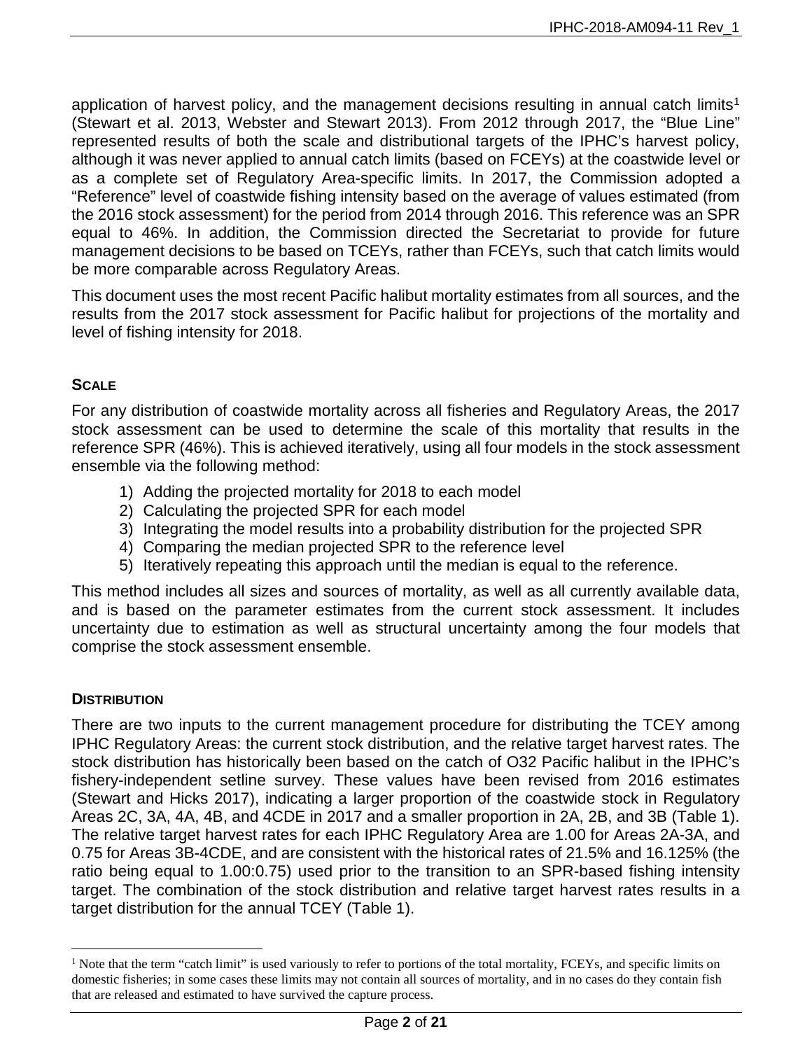application of harvest policy, and the management decisions resulting in annual catch limits[1] (Stewart et al. 2013, Webster and Stewart 2013). From 2012 through 2017, the "Blue Line" represented results of both the scale and distributional targets of the IPHC's harvest policy, although it was never applied to annual catch limits (based on FCEYs) at the coastwide level or as a complete set of Regulatory Area-specific limits. In 2017, the Commission adopted a "Reference" level of coastwide fishing intensity based on the average of values estimated (from the 2016 stock assessment) for the period from 2014 through 2016. This reference was an SPR equal to 46%. In addition, the Commission directed the Secretariat to provide for future management decisions to be based on TCEYs, rather than FCEYs, such that catch limits would be more comparable across Regulatory Areas.

This document uses the most recent Pacific halibut mortality estimates from all sources, and the results from the 2017 stock assessment for Pacific halibut for projections of the mortality and level of fishing intensity for 2018.

## SCALE

For any distribution of coastwide mortality across all fisheries and Regulatory Areas, the 2017 stock assessment can be used to determine the scale of this mortality that results in the reference SPR (46%). This is achieved iteratively, using all four models in the stock assessment ensemble via the following method:

1) Adding the projected mortality for 2018 to each model
2) Calculating the projected SPR for each model
3) Integrating the model results into a probability distribution for the projected SPR
4) Comparing the median projected SPR to the reference level
5) Iteratively repeating this approach until the median is equal to the reference.

This method includes all sizes and sources of mortality, as well as all currently available data, and is based on the parameter estimates from the current stock assessment. It includes uncertainty due to estimation as well as structural uncertainty among the four models that comprise the stock assessment ensemble.

## DISTRIBUTION

There are two inputs to the current management procedure for distributing the TCEY among IPHC Regulatory Areas: the current stock distribution, and the relative target harvest rates. The stock distribution has historically been based on the catch of O32 Pacific halibut in the IPHC's fishery-independent setline survey. These values have been revised from 2016 estimates (Stewart and Hicks 2017), indicating a larger proportion of the coastwide stock in Regulatory Areas 2C, 3A, 4A, 4B, and 4CDE in 2017 and a smaller proportion in 2A, 2B, and 3B (Table 1). The relative target harvest rates for each IPHC Regulatory Area are 1.00 for Areas 2A-3A, and 0.75 for Areas 3B-4CDE, and are consistent with the historical rates of 21.5% and 16.125% (the ratio being equal to 1.00:0.75) used prior to the transition to an SPR-based fishing intensity target. The combination of the stock distribution and relative target harvest rates results in a target distribution for the annual TCEY (Table 1).

---

[1] Note that the term "catch limit" is used variously to refer to portions of the total mortality, FCEYs, and specific limits on domestic fisheries; in some cases these limits may not contain all sources of mortality, and in no cases do they contain fish that are released and estimated to have survived the capture process.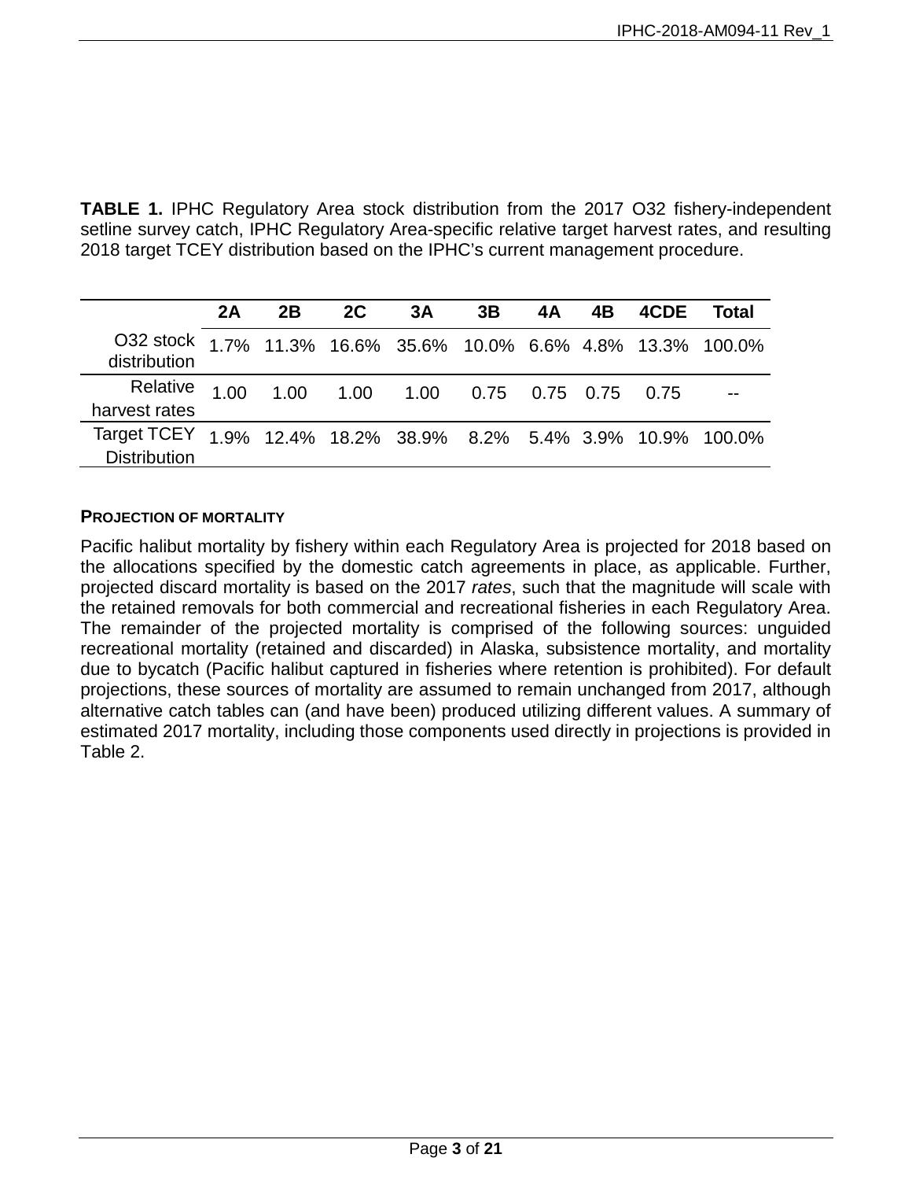**TABLE 1.** IPHC Regulatory Area stock distribution from the 2017 O32 fishery-independent setline survey catch, IPHC Regulatory Area-specific relative target harvest rates, and resulting 2018 target TCEY distribution based on the IPHC's current management procedure.

| | 2A | 2B | 2C | 3A | 3B | 4A | 4B | 4CDE | Total |
|---|---|---|---|---|---|---|---|---|---|
| O32 stock distribution | 1.7% | 11.3% | 16.6% | 35.6% | 10.0% | 6.6% | 4.8% | 13.3% | 100.0% |
| Relative harvest rates | 1.00 | 1.00 | 1.00 | 1.00 | 0.75 | 0.75 | 0.75 | 0.75 | -- |
| Target TCEY Distribution | 1.9% | 12.4% | 18.2% | 38.9% | 8.2% | 5.4% | 3.9% | 10.9% | 100.0% |

**PROJECTION OF MORTALITY**

Pacific halibut mortality by fishery within each Regulatory Area is projected for 2018 based on the allocations specified by the domestic catch agreements in place, as applicable. Further, projected discard mortality is based on the 2017 *rates*, such that the magnitude will scale with the retained removals for both commercial and recreational fisheries in each Regulatory Area. The remainder of the projected mortality is comprised of the following sources: unguided recreational mortality (retained and discarded) in Alaska, subsistence mortality, and mortality due to bycatch (Pacific halibut captured in fisheries where retention is prohibited). For default projections, these sources of mortality are assumed to remain unchanged from 2017, although alternative catch tables can (and have been) produced utilizing different values. A summary of estimated 2017 mortality, including those components used directly in projections is provided in Table 2.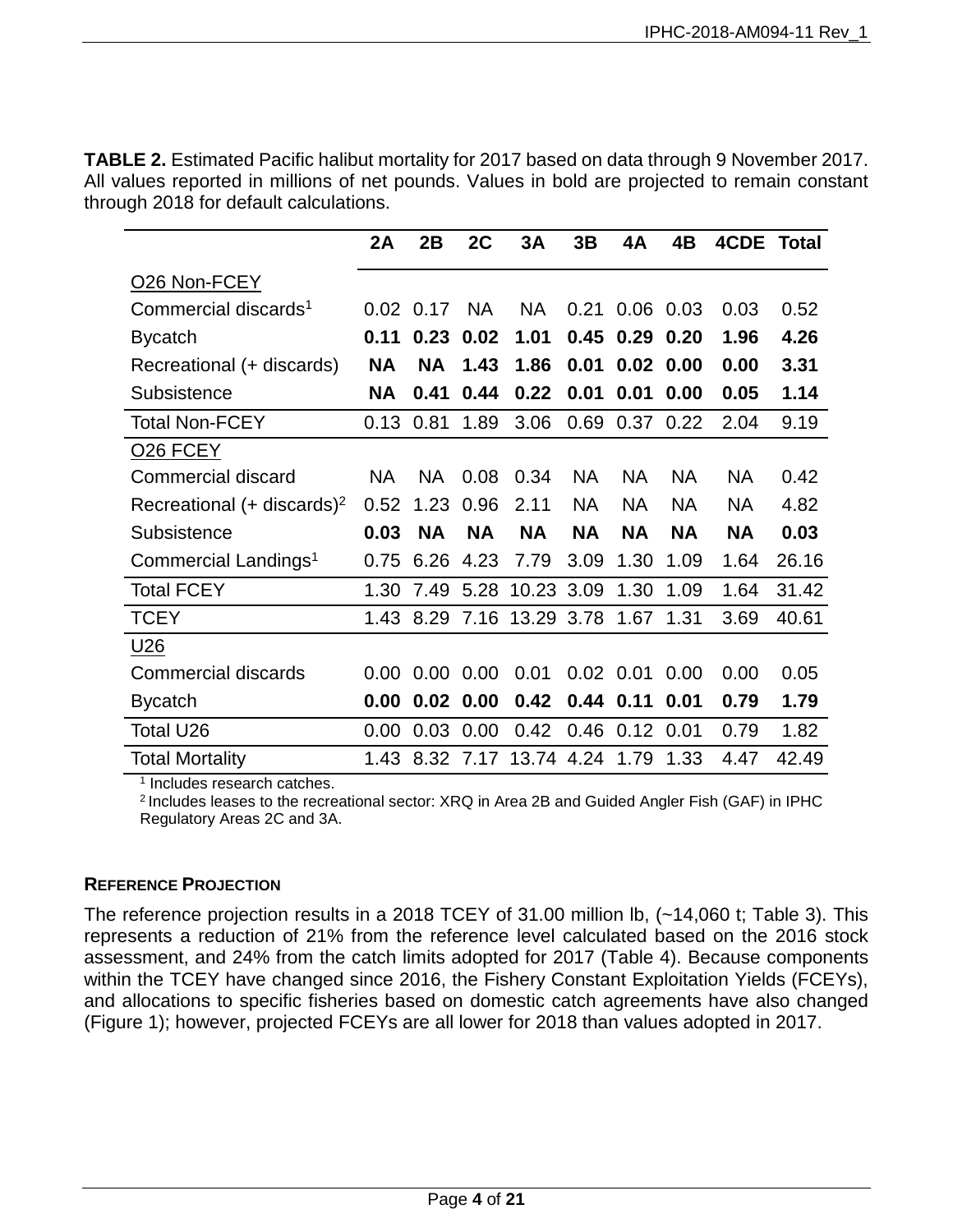**TABLE 2.** Estimated Pacific halibut mortality for 2017 based on data through 9 November 2017. All values reported in millions of net pounds. Values in bold are projected to remain constant through 2018 for default calculations.

| | 2A | 2B | 2C | 3A | 3B | 4A | 4B | 4CDE | Total |
|---|---|---|---|---|---|---|---|---|---|
| O26 Non-FCEY | | | | | | | | | |
| Commercial discards[1] | 0.02 | 0.17 | NA | NA | 0.21 | 0.06 | 0.03 | 0.03 | 0.52 |
| Bycatch | **0.11** | **0.23** | **0.02** | **1.01** | **0.45** | **0.29** | **0.20** | **1.96** | **4.26** |
| Recreational (+ discards) | **NA** | **NA** | **1.43** | **1.86** | **0.01** | **0.02** | **0.00** | **0.00** | **3.31** |
| Subsistence | **NA** | **0.41** | **0.44** | **0.22** | **0.01** | **0.01** | **0.00** | **0.05** | **1.14** |
| Total Non-FCEY | 0.13 | 0.81 | 1.89 | 3.06 | 0.69 | 0.37 | 0.22 | 2.04 | 9.19 |
| O26 FCEY | | | | | | | | | |
| Commercial discard | NA | NA | 0.08 | 0.34 | NA | NA | NA | NA | 0.42 |
| Recreational (+ discards)[2] | 0.52 | 1.23 | 0.96 | 2.11 | NA | NA | NA | NA | 4.82 |
| Subsistence | **0.03** | **NA** | **NA** | **NA** | **NA** | **NA** | **NA** | **NA** | **0.03** |
| Commercial Landings[1] | 0.75 | 6.26 | 4.23 | 7.79 | 3.09 | 1.30 | 1.09 | 1.64 | 26.16 |
| Total FCEY | 1.30 | 7.49 | 5.28 | 10.23 | 3.09 | 1.30 | 1.09 | 1.64 | 31.42 |
| TCEY | 1.43 | 8.29 | 7.16 | 13.29 | 3.78 | 1.67 | 1.31 | 3.69 | 40.61 |
| U26 | | | | | | | | | |
| Commercial discards | 0.00 | 0.00 | 0.00 | 0.01 | 0.02 | 0.01 | 0.00 | 0.00 | 0.05 |
| Bycatch | **0.00** | **0.02** | **0.00** | **0.42** | **0.44** | **0.11** | **0.01** | **0.79** | **1.79** |
| Total U26 | 0.00 | 0.03 | 0.00 | 0.42 | 0.46 | 0.12 | 0.01 | 0.79 | 1.82 |
| Total Mortality | 1.43 | 8.32 | 7.17 | 13.74 | 4.24 | 1.79 | 1.33 | 4.47 | 42.49 |

[1] Includes research catches.
[2] Includes leases to the recreational sector: XRQ in Area 2B and Guided Angler Fish (GAF) in IPHC Regulatory Areas 2C and 3A.

### REFERENCE PROJECTION

The reference projection results in a 2018 TCEY of 31.00 million lb, (~14,060 t; Table 3). This represents a reduction of 21% from the reference level calculated based on the 2016 stock assessment, and 24% from the catch limits adopted for 2017 (Table 4). Because components within the TCEY have changed since 2016, the Fishery Constant Exploitation Yields (FCEYs), and allocations to specific fisheries based on domestic catch agreements have also changed (Figure 1); however, projected FCEYs are all lower for 2018 than values adopted in 2017.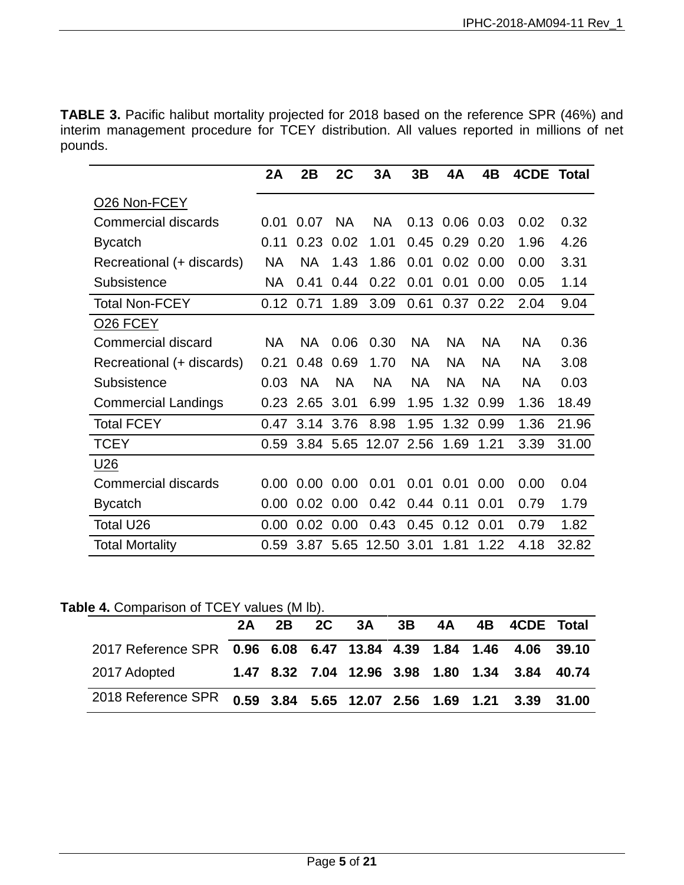**TABLE 3.** Pacific halibut mortality projected for 2018 based on the reference SPR (46%) and interim management procedure for TCEY distribution. All values reported in millions of net pounds.

| | 2A | 2B | 2C | 3A | 3B | 4A | 4B | 4CDE | Total |
|---|---|---|---|---|---|---|---|---|---|
| O26 Non-FCEY | | | | | | | | | |
| Commercial discards | 0.01 | 0.07 | NA | NA | 0.13 | 0.06 | 0.03 | 0.02 | 0.32 |
| Bycatch | 0.11 | 0.23 | 0.02 | 1.01 | 0.45 | 0.29 | 0.20 | 1.96 | 4.26 |
| Recreational (+ discards) | NA | NA | 1.43 | 1.86 | 0.01 | 0.02 | 0.00 | 0.00 | 3.31 |
| Subsistence | NA | 0.41 | 0.44 | 0.22 | 0.01 | 0.01 | 0.00 | 0.05 | 1.14 |
| Total Non-FCEY | 0.12 | 0.71 | 1.89 | 3.09 | 0.61 | 0.37 | 0.22 | 2.04 | 9.04 |
| O26 FCEY | | | | | | | | | |
| Commercial discard | NA | NA | 0.06 | 0.30 | NA | NA | NA | NA | 0.36 |
| Recreational (+ discards) | 0.21 | 0.48 | 0.69 | 1.70 | NA | NA | NA | NA | 3.08 |
| Subsistence | 0.03 | NA | NA | NA | NA | NA | NA | NA | 0.03 |
| Commercial Landings | 0.23 | 2.65 | 3.01 | 6.99 | 1.95 | 1.32 | 0.99 | 1.36 | 18.49 |
| Total FCEY | 0.47 | 3.14 | 3.76 | 8.98 | 1.95 | 1.32 | 0.99 | 1.36 | 21.96 |
| TCEY | 0.59 | 3.84 | 5.65 | 12.07 | 2.56 | 1.69 | 1.21 | 3.39 | 31.00 |
| U26 | | | | | | | | | |
| Commercial discards | 0.00 | 0.00 | 0.00 | 0.01 | 0.01 | 0.01 | 0.00 | 0.00 | 0.04 |
| Bycatch | 0.00 | 0.02 | 0.00 | 0.42 | 0.44 | 0.11 | 0.01 | 0.79 | 1.79 |
| Total U26 | 0.00 | 0.02 | 0.00 | 0.43 | 0.45 | 0.12 | 0.01 | 0.79 | 1.82 |
| Total Mortality | 0.59 | 3.87 | 5.65 | 12.50 | 3.01 | 1.81 | 1.22 | 4.18 | 32.82 |

**Table 4.** Comparison of TCEY values (M lb).

| | 2A | 2B | 2C | 3A | 3B | 4A | 4B | 4CDE | Total |
|---|---|---|---|---|---|---|---|---|---|
| 2017 Reference SPR | **0.96** | **6.08** | **6.47** | **13.84** | **4.39** | **1.84** | **1.46** | **4.06** | **39.10** |
| 2017 Adopted | **1.47** | **8.32** | **7.04** | **12.96** | **3.98** | **1.80** | **1.34** | **3.84** | **40.74** |
| 2018 Reference SPR | **0.59** | **3.84** | **5.65** | **12.07** | **2.56** | **1.69** | **1.21** | **3.39** | **31.00** |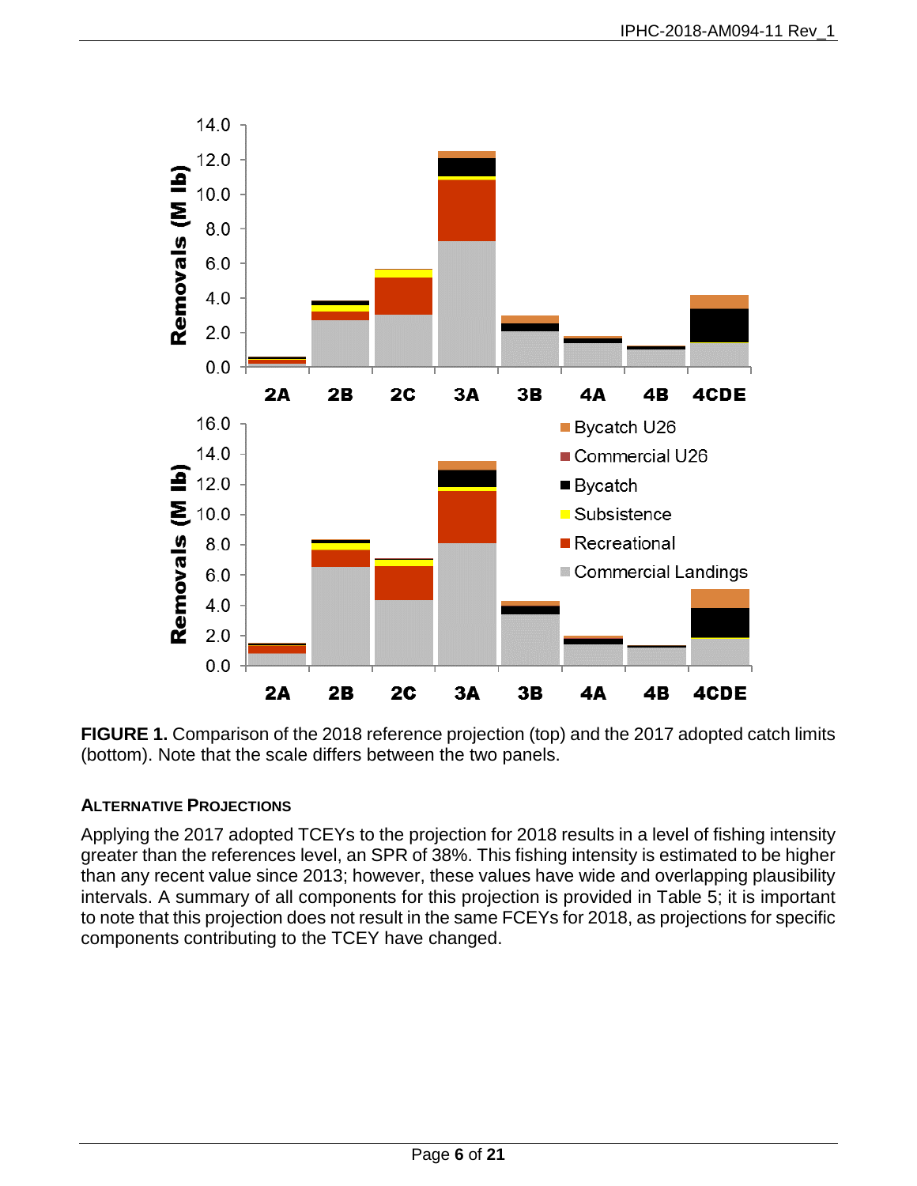**FIGURE 1.** Comparison of the 2018 reference projection (top) and the 2017 adopted catch limits (bottom). Note that the scale differs between the two panels.

### ALTERNATIVE PROJECTIONS

Applying the 2017 adopted TCEYs to the projection for 2018 results in a level of fishing intensity greater than the references level, an SPR of 38%. This fishing intensity is estimated to be higher than any recent value since 2013; however, these values have wide and overlapping plausibility intervals. A summary of all components for this projection is provided in Table 5; it is important to note that this projection does not result in the same FCEYs for 2018, as projections for specific components contributing to the TCEY have changed.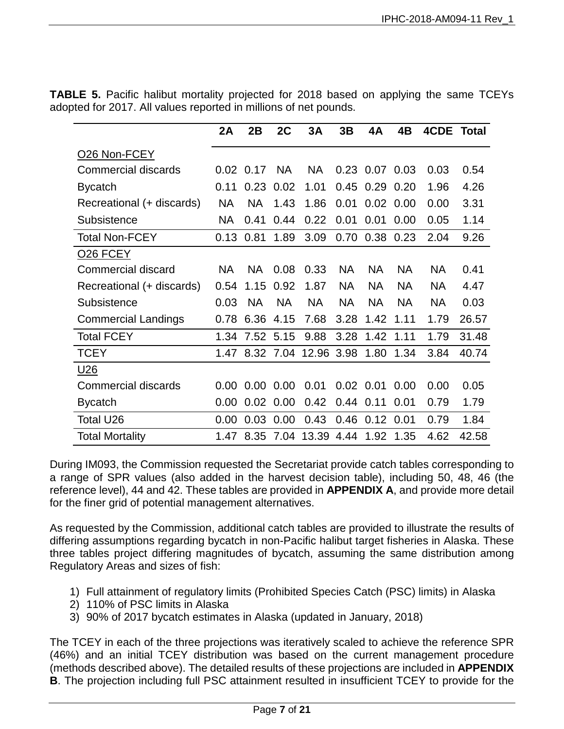**TABLE 5.** Pacific halibut mortality projected for 2018 based on applying the same TCEYs adopted for 2017. All values reported in millions of net pounds.

| | 2A | 2B | 2C | 3A | 3B | 4A | 4B | 4CDE | Total |
|---|---|---|---|---|---|---|---|---|---|
| O26 Non-FCEY | | | | | | | | | |
| Commercial discards | 0.02 | 0.17 | NA | NA | 0.23 | 0.07 | 0.03 | 0.03 | 0.54 |
| Bycatch | 0.11 | 0.23 | 0.02 | 1.01 | 0.45 | 0.29 | 0.20 | 1.96 | 4.26 |
| Recreational (+ discards) | NA | NA | 1.43 | 1.86 | 0.01 | 0.02 | 0.00 | 0.00 | 3.31 |
| Subsistence | NA | 0.41 | 0.44 | 0.22 | 0.01 | 0.01 | 0.00 | 0.05 | 1.14 |
| Total Non-FCEY | 0.13 | 0.81 | 1.89 | 3.09 | 0.70 | 0.38 | 0.23 | 2.04 | 9.26 |
| O26 FCEY | | | | | | | | | |
| Commercial discard | NA | NA | 0.08 | 0.33 | NA | NA | NA | NA | 0.41 |
| Recreational (+ discards) | 0.54 | 1.15 | 0.92 | 1.87 | NA | NA | NA | NA | 4.47 |
| Subsistence | 0.03 | NA | NA | NA | NA | NA | NA | NA | 0.03 |
| Commercial Landings | 0.78 | 6.36 | 4.15 | 7.68 | 3.28 | 1.42 | 1.11 | 1.79 | 26.57 |
| Total FCEY | 1.34 | 7.52 | 5.15 | 9.88 | 3.28 | 1.42 | 1.11 | 1.79 | 31.48 |
| TCEY | 1.47 | 8.32 | 7.04 | 12.96 | 3.98 | 1.80 | 1.34 | 3.84 | 40.74 |
| U26 | | | | | | | | | |
| Commercial discards | 0.00 | 0.00 | 0.00 | 0.01 | 0.02 | 0.01 | 0.00 | 0.00 | 0.05 |
| Bycatch | 0.00 | 0.02 | 0.00 | 0.42 | 0.44 | 0.11 | 0.01 | 0.79 | 1.79 |
| Total U26 | 0.00 | 0.03 | 0.00 | 0.43 | 0.46 | 0.12 | 0.01 | 0.79 | 1.84 |
| Total Mortality | 1.47 | 8.35 | 7.04 | 13.39 | 4.44 | 1.92 | 1.35 | 4.62 | 42.58 |

During IM093, the Commission requested the Secretariat provide catch tables corresponding to a range of SPR values (also added in the harvest decision table), including 50, 48, 46 (the reference level), 44 and 42. These tables are provided in **APPENDIX A**, and provide more detail for the finer grid of potential management alternatives.

As requested by the Commission, additional catch tables are provided to illustrate the results of differing assumptions regarding bycatch in non-Pacific halibut target fisheries in Alaska. These three tables project differing magnitudes of bycatch, assuming the same distribution among Regulatory Areas and sizes of fish:

1) Full attainment of regulatory limits (Prohibited Species Catch (PSC) limits) in Alaska
2) 110% of PSC limits in Alaska
3) 90% of 2017 bycatch estimates in Alaska (updated in January, 2018)

The TCEY in each of the three projections was iteratively scaled to achieve the reference SPR (46%) and an initial TCEY distribution was based on the current management procedure (methods described above). The detailed results of these projections are included in **APPENDIX B**. The projection including full PSC attainment resulted in insufficient TCEY to provide for the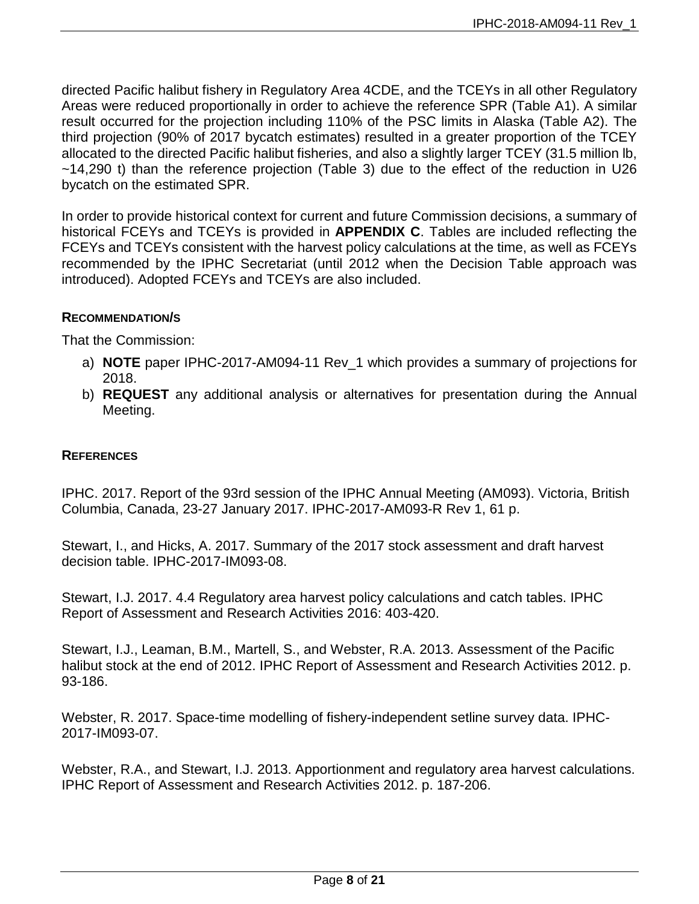directed Pacific halibut fishery in Regulatory Area 4CDE, and the TCEYs in all other Regulatory Areas were reduced proportionally in order to achieve the reference SPR (Table A1). A similar result occurred for the projection including 110% of the PSC limits in Alaska (Table A2). The third projection (90% of 2017 bycatch estimates) resulted in a greater proportion of the TCEY allocated to the directed Pacific halibut fisheries, and also a slightly larger TCEY (31.5 million lb, ~14,290 t) than the reference projection (Table 3) due to the effect of the reduction in U26 bycatch on the estimated SPR.

In order to provide historical context for current and future Commission decisions, a summary of historical FCEYs and TCEYs is provided in **APPENDIX C**. Tables are included reflecting the FCEYs and TCEYs consistent with the harvest policy calculations at the time, as well as FCEYs recommended by the IPHC Secretariat (until 2012 when the Decision Table approach was introduced). Adopted FCEYs and TCEYs are also included.

## RECOMMENDATION/S

That the Commission:

a) **NOTE** paper IPHC-2017-AM094-11 Rev_1 which provides a summary of projections for 2018.
b) **REQUEST** any additional analysis or alternatives for presentation during the Annual Meeting.

## REFERENCES

IPHC. 2017. Report of the 93rd session of the IPHC Annual Meeting (AM093). Victoria, British Columbia, Canada, 23-27 January 2017. IPHC-2017-AM093-R Rev 1, 61 p.

Stewart, I., and Hicks, A. 2017. Summary of the 2017 stock assessment and draft harvest decision table. IPHC-2017-IM093-08.

Stewart, I.J. 2017. 4.4 Regulatory area harvest policy calculations and catch tables. IPHC Report of Assessment and Research Activities 2016: 403-420.

Stewart, I.J., Leaman, B.M., Martell, S., and Webster, R.A. 2013. Assessment of the Pacific halibut stock at the end of 2012. IPHC Report of Assessment and Research Activities 2012. p. 93-186.

Webster, R. 2017. Space-time modelling of fishery-independent setline survey data. IPHC-2017-IM093-07.

Webster, R.A., and Stewart, I.J. 2013. Apportionment and regulatory area harvest calculations. IPHC Report of Assessment and Research Activities 2012. p. 187-206.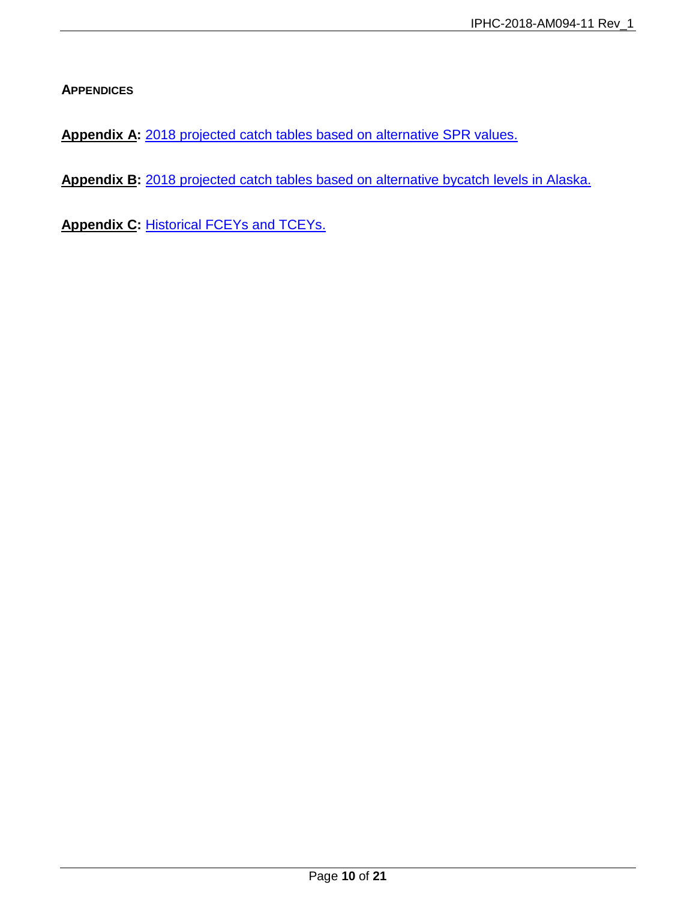## APPENDICES

**Appendix A:** 2018 projected catch tables based on alternative SPR values.

**Appendix B:** 2018 projected catch tables based on alternative bycatch levels in Alaska.

**Appendix C:** Historical FCEYs and TCEYs.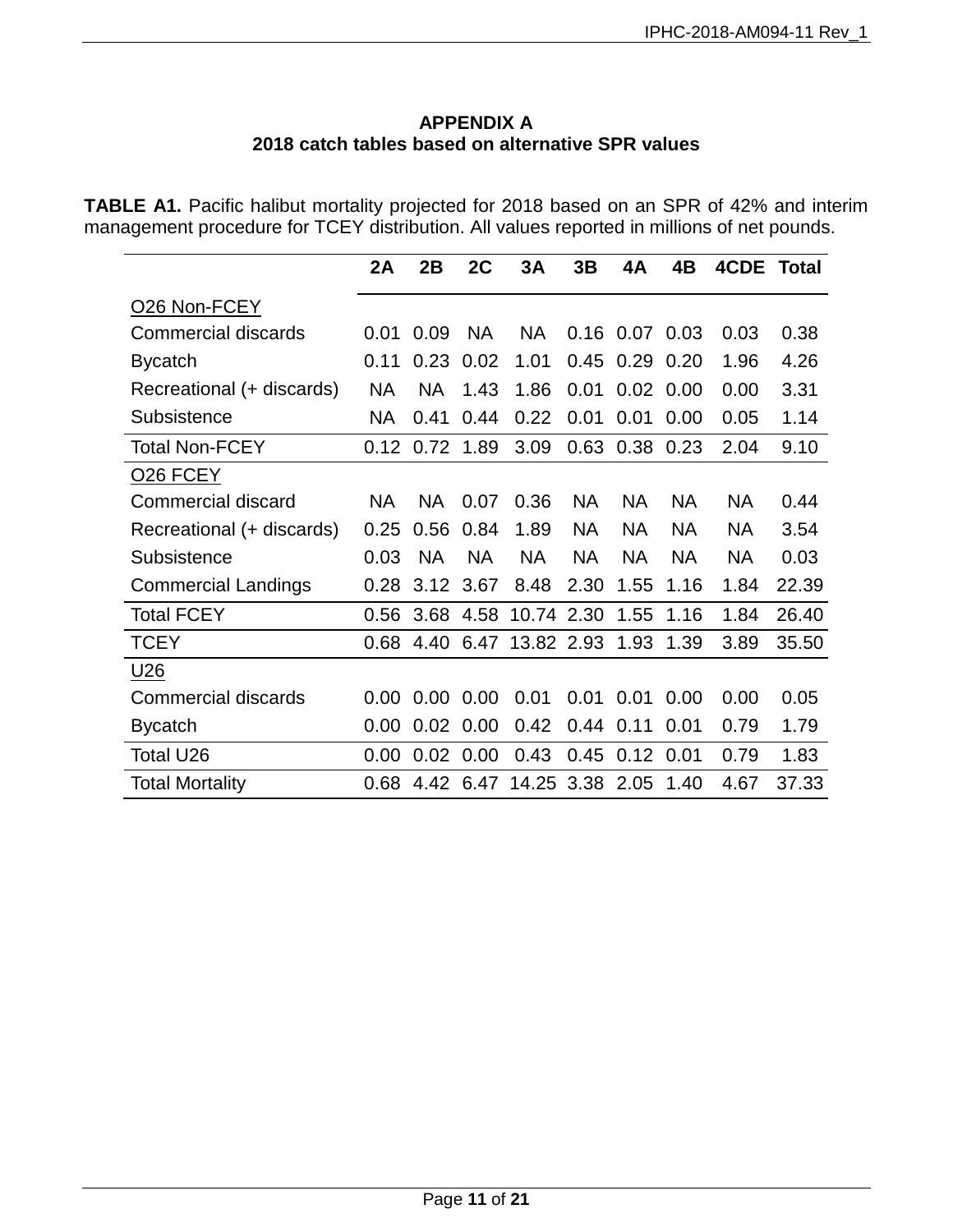# APPENDIX A
## 2018 catch tables based on alternative SPR values

**TABLE A1.** Pacific halibut mortality projected for 2018 based on an SPR of 42% and interim management procedure for TCEY distribution. All values reported in millions of net pounds.

| | 2A | 2B | 2C | 3A | 3B | 4A | 4B | 4CDE | Total |
|---|---|---|---|---|---|---|---|---|---|
| O26 Non-FCEY | | | | | | | | | |
| Commercial discards | 0.01 | 0.09 | NA | NA | 0.16 | 0.07 | 0.03 | 0.03 | 0.38 |
| Bycatch | 0.11 | 0.23 | 0.02 | 1.01 | 0.45 | 0.29 | 0.20 | 1.96 | 4.26 |
| Recreational (+ discards) | NA | NA | 1.43 | 1.86 | 0.01 | 0.02 | 0.00 | 0.00 | 3.31 |
| Subsistence | NA | 0.41 | 0.44 | 0.22 | 0.01 | 0.01 | 0.00 | 0.05 | 1.14 |
| Total Non-FCEY | 0.12 | 0.72 | 1.89 | 3.09 | 0.63 | 0.38 | 0.23 | 2.04 | 9.10 |
| O26 FCEY | | | | | | | | | |
| Commercial discard | NA | NA | 0.07 | 0.36 | NA | NA | NA | NA | 0.44 |
| Recreational (+ discards) | 0.25 | 0.56 | 0.84 | 1.89 | NA | NA | NA | NA | 3.54 |
| Subsistence | 0.03 | NA | NA | NA | NA | NA | NA | NA | 0.03 |
| Commercial Landings | 0.28 | 3.12 | 3.67 | 8.48 | 2.30 | 1.55 | 1.16 | 1.84 | 22.39 |
| Total FCEY | 0.56 | 3.68 | 4.58 | 10.74 | 2.30 | 1.55 | 1.16 | 1.84 | 26.40 |
| TCEY | 0.68 | 4.40 | 6.47 | 13.82 | 2.93 | 1.93 | 1.39 | 3.89 | 35.50 |
| U26 | | | | | | | | | |
| Commercial discards | 0.00 | 0.00 | 0.00 | 0.01 | 0.01 | 0.01 | 0.00 | 0.00 | 0.05 |
| Bycatch | 0.00 | 0.02 | 0.00 | 0.42 | 0.44 | 0.11 | 0.01 | 0.79 | 1.79 |
| Total U26 | 0.00 | 0.02 | 0.00 | 0.43 | 0.45 | 0.12 | 0.01 | 0.79 | 1.83 |
| Total Mortality | 0.68 | 4.42 | 6.47 | 14.25 | 3.38 | 2.05 | 1.40 | 4.67 | 37.33 |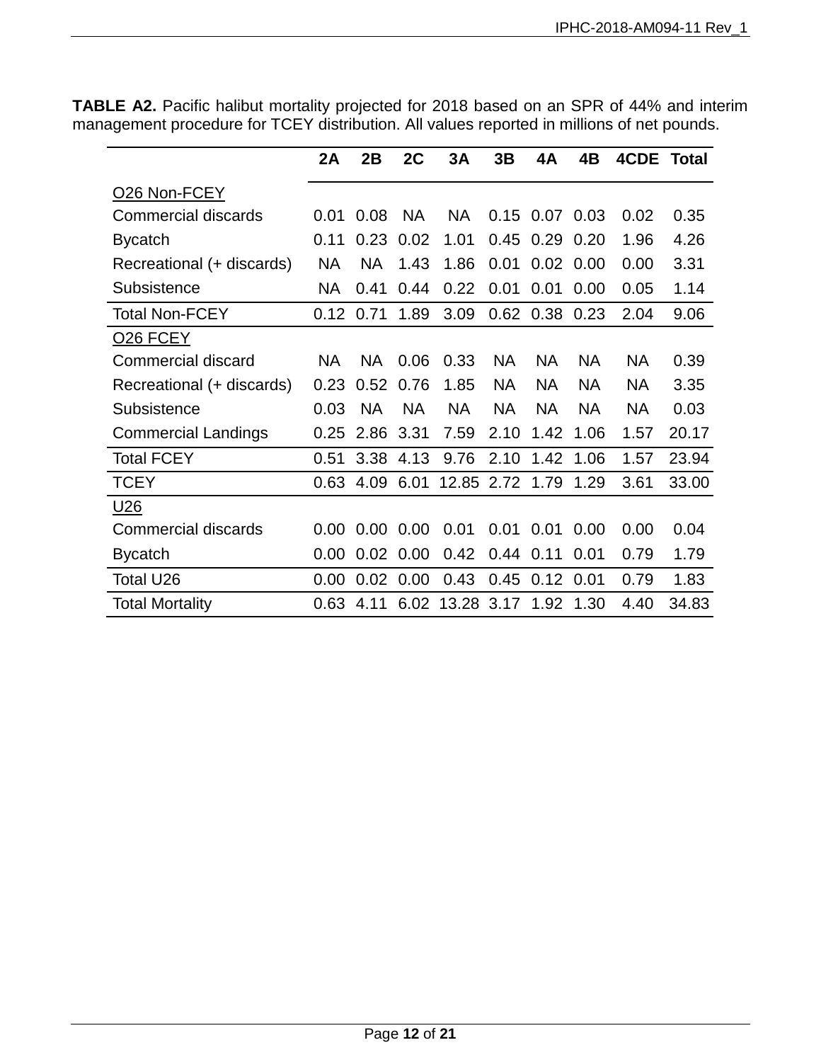**TABLE A2.** Pacific halibut mortality projected for 2018 based on an SPR of 44% and interim management procedure for TCEY distribution. All values reported in millions of net pounds.

| | 2A | 2B | 2C | 3A | 3B | 4A | 4B | 4CDE | Total |
|---|---|---|---|---|---|---|---|---|---|
| O26 Non-FCEY | | | | | | | | | |
| Commercial discards | 0.01 | 0.08 | NA | NA | 0.15 | 0.07 | 0.03 | 0.02 | 0.35 |
| Bycatch | 0.11 | 0.23 | 0.02 | 1.01 | 0.45 | 0.29 | 0.20 | 1.96 | 4.26 |
| Recreational (+ discards) | NA | NA | 1.43 | 1.86 | 0.01 | 0.02 | 0.00 | 0.00 | 3.31 |
| Subsistence | NA | 0.41 | 0.44 | 0.22 | 0.01 | 0.01 | 0.00 | 0.05 | 1.14 |
| Total Non-FCEY | 0.12 | 0.71 | 1.89 | 3.09 | 0.62 | 0.38 | 0.23 | 2.04 | 9.06 |
| O26 FCEY | | | | | | | | | |
| Commercial discard | NA | NA | 0.06 | 0.33 | NA | NA | NA | NA | 0.39 |
| Recreational (+ discards) | 0.23 | 0.52 | 0.76 | 1.85 | NA | NA | NA | NA | 3.35 |
| Subsistence | 0.03 | NA | NA | NA | NA | NA | NA | NA | 0.03 |
| Commercial Landings | 0.25 | 2.86 | 3.31 | 7.59 | 2.10 | 1.42 | 1.06 | 1.57 | 20.17 |
| Total FCEY | 0.51 | 3.38 | 4.13 | 9.76 | 2.10 | 1.42 | 1.06 | 1.57 | 23.94 |
| TCEY | 0.63 | 4.09 | 6.01 | 12.85 | 2.72 | 1.79 | 1.29 | 3.61 | 33.00 |
| U26 | | | | | | | | | |
| Commercial discards | 0.00 | 0.00 | 0.00 | 0.01 | 0.01 | 0.01 | 0.00 | 0.00 | 0.04 |
| Bycatch | 0.00 | 0.02 | 0.00 | 0.42 | 0.44 | 0.11 | 0.01 | 0.79 | 1.79 |
| Total U26 | 0.00 | 0.02 | 0.00 | 0.43 | 0.45 | 0.12 | 0.01 | 0.79 | 1.83 |
| Total Mortality | 0.63 | 4.11 | 6.02 | 13.28 | 3.17 | 1.92 | 1.30 | 4.40 | 34.83 |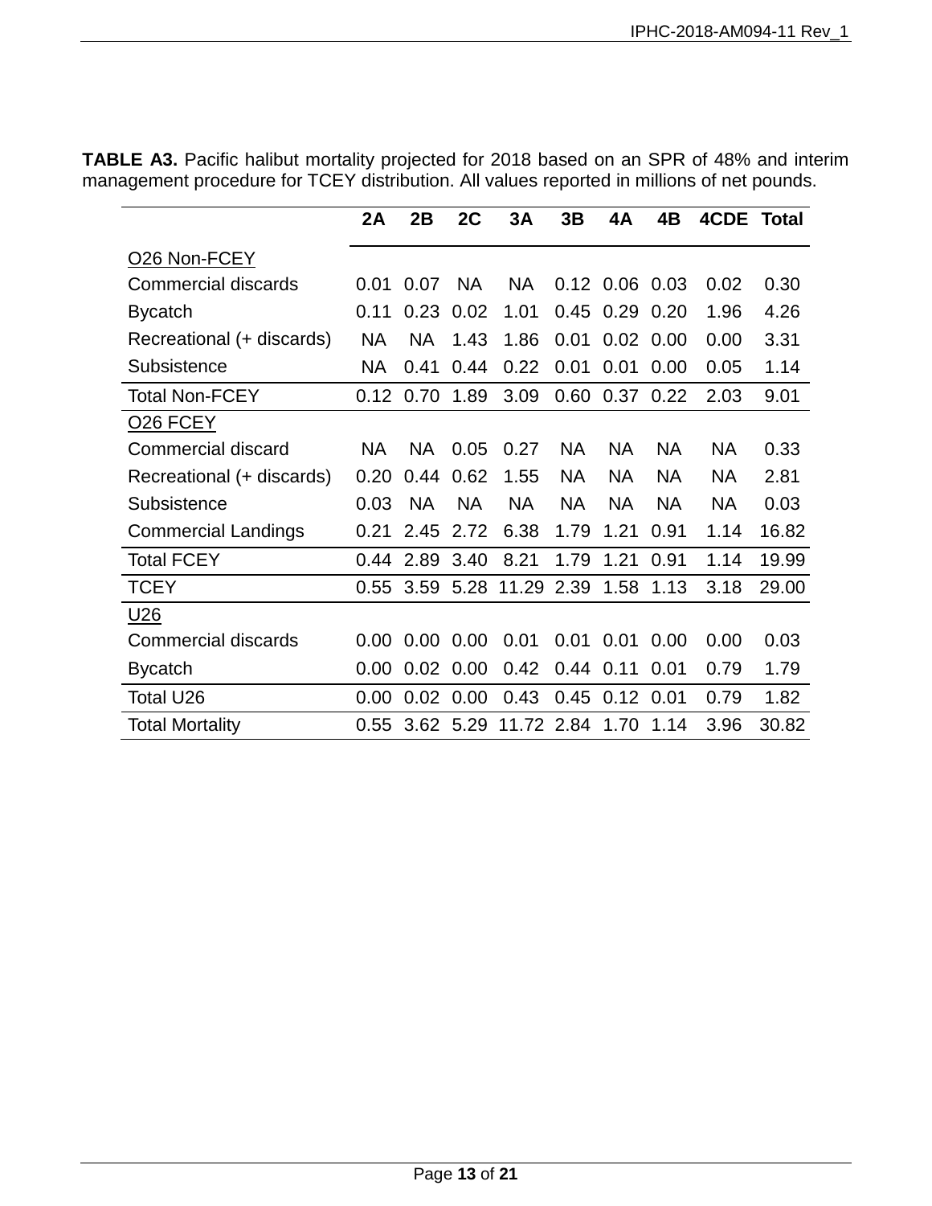**TABLE A3.** Pacific halibut mortality projected for 2018 based on an SPR of 48% and interim management procedure for TCEY distribution. All values reported in millions of net pounds.

| | 2A | 2B | 2C | 3A | 3B | 4A | 4B | 4CDE | Total |
|---|---|---|---|---|---|---|---|---|---|
| O26 Non-FCEY | | | | | | | | | |
| Commercial discards | 0.01 | 0.07 | NA | NA | 0.12 | 0.06 | 0.03 | 0.02 | 0.30 |
| Bycatch | 0.11 | 0.23 | 0.02 | 1.01 | 0.45 | 0.29 | 0.20 | 1.96 | 4.26 |
| Recreational (+ discards) | NA | NA | 1.43 | 1.86 | 0.01 | 0.02 | 0.00 | 0.00 | 3.31 |
| Subsistence | NA | 0.41 | 0.44 | 0.22 | 0.01 | 0.01 | 0.00 | 0.05 | 1.14 |
| Total Non-FCEY | 0.12 | 0.70 | 1.89 | 3.09 | 0.60 | 0.37 | 0.22 | 2.03 | 9.01 |
| O26 FCEY | | | | | | | | | |
| Commercial discard | NA | NA | 0.05 | 0.27 | NA | NA | NA | NA | 0.33 |
| Recreational (+ discards) | 0.20 | 0.44 | 0.62 | 1.55 | NA | NA | NA | NA | 2.81 |
| Subsistence | 0.03 | NA | NA | NA | NA | NA | NA | NA | 0.03 |
| Commercial Landings | 0.21 | 2.45 | 2.72 | 6.38 | 1.79 | 1.21 | 0.91 | 1.14 | 16.82 |
| Total FCEY | 0.44 | 2.89 | 3.40 | 8.21 | 1.79 | 1.21 | 0.91 | 1.14 | 19.99 |
| TCEY | 0.55 | 3.59 | 5.28 | 11.29 | 2.39 | 1.58 | 1.13 | 3.18 | 29.00 |
| U26 | | | | | | | | | |
| Commercial discards | 0.00 | 0.00 | 0.00 | 0.01 | 0.01 | 0.01 | 0.00 | 0.00 | 0.03 |
| Bycatch | 0.00 | 0.02 | 0.00 | 0.42 | 0.44 | 0.11 | 0.01 | 0.79 | 1.79 |
| Total U26 | 0.00 | 0.02 | 0.00 | 0.43 | 0.45 | 0.12 | 0.01 | 0.79 | 1.82 |
| Total Mortality | 0.55 | 3.62 | 5.29 | 11.72 | 2.84 | 1.70 | 1.14 | 3.96 | 30.82 |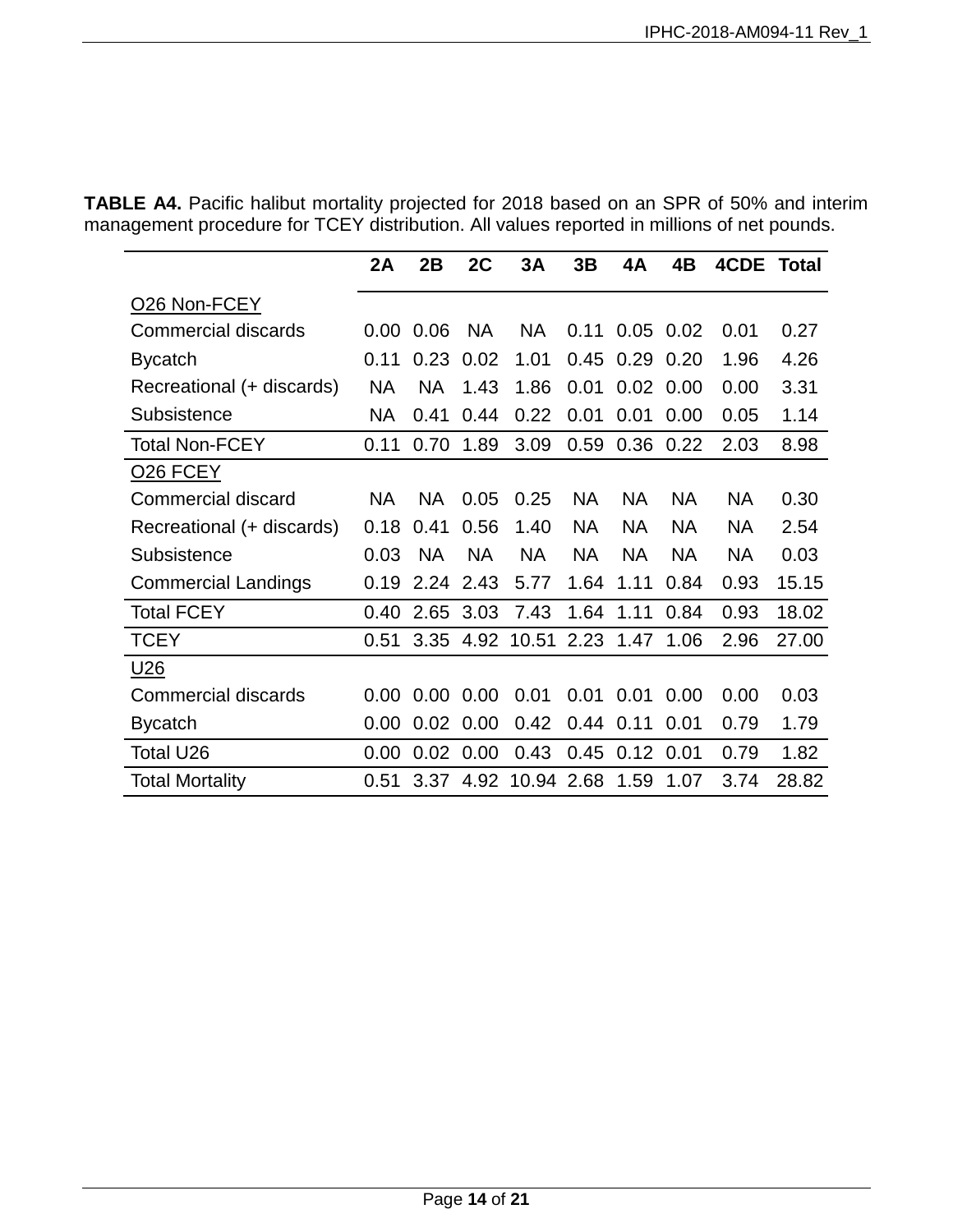**TABLE A4.** Pacific halibut mortality projected for 2018 based on an SPR of 50% and interim management procedure for TCEY distribution. All values reported in millions of net pounds.

| | 2A | 2B | 2C | 3A | 3B | 4A | 4B | 4CDE | Total |
|---|---|---|---|---|---|---|---|---|---|
| O26 Non-FCEY | | | | | | | | | |
| Commercial discards | 0.00 | 0.06 | NA | NA | 0.11 | 0.05 | 0.02 | 0.01 | 0.27 |
| Bycatch | 0.11 | 0.23 | 0.02 | 1.01 | 0.45 | 0.29 | 0.20 | 1.96 | 4.26 |
| Recreational (+ discards) | NA | NA | 1.43 | 1.86 | 0.01 | 0.02 | 0.00 | 0.00 | 3.31 |
| Subsistence | NA | 0.41 | 0.44 | 0.22 | 0.01 | 0.01 | 0.00 | 0.05 | 1.14 |
| Total Non-FCEY | 0.11 | 0.70 | 1.89 | 3.09 | 0.59 | 0.36 | 0.22 | 2.03 | 8.98 |
| O26 FCEY | | | | | | | | | |
| Commercial discard | NA | NA | 0.05 | 0.25 | NA | NA | NA | NA | 0.30 |
| Recreational (+ discards) | 0.18 | 0.41 | 0.56 | 1.40 | NA | NA | NA | NA | 2.54 |
| Subsistence | 0.03 | NA | NA | NA | NA | NA | NA | NA | 0.03 |
| Commercial Landings | 0.19 | 2.24 | 2.43 | 5.77 | 1.64 | 1.11 | 0.84 | 0.93 | 15.15 |
| Total FCEY | 0.40 | 2.65 | 3.03 | 7.43 | 1.64 | 1.11 | 0.84 | 0.93 | 18.02 |
| TCEY | 0.51 | 3.35 | 4.92 | 10.51 | 2.23 | 1.47 | 1.06 | 2.96 | 27.00 |
| U26 | | | | | | | | | |
| Commercial discards | 0.00 | 0.00 | 0.00 | 0.01 | 0.01 | 0.01 | 0.00 | 0.00 | 0.03 |
| Bycatch | 0.00 | 0.02 | 0.00 | 0.42 | 0.44 | 0.11 | 0.01 | 0.79 | 1.79 |
| Total U26 | 0.00 | 0.02 | 0.00 | 0.43 | 0.45 | 0.12 | 0.01 | 0.79 | 1.82 |
| Total Mortality | 0.51 | 3.37 | 4.92 | 10.94 | 2.68 | 1.59 | 1.07 | 3.74 | 28.82 |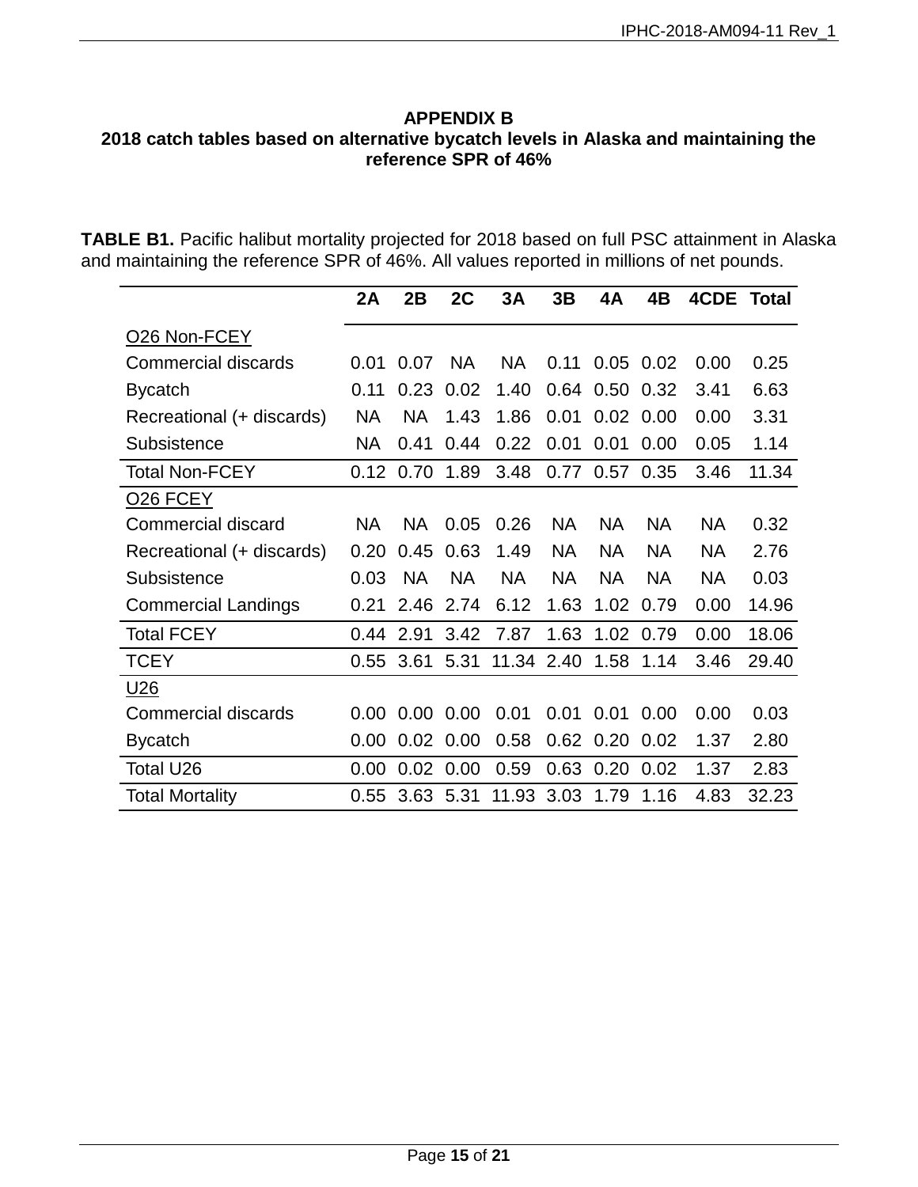## APPENDIX B

## 2018 catch tables based on alternative bycatch levels in Alaska and maintaining the reference SPR of 46%

**TABLE B1.** Pacific halibut mortality projected for 2018 based on full PSC attainment in Alaska and maintaining the reference SPR of 46%. All values reported in millions of net pounds.

| | 2A | 2B | 2C | 3A | 3B | 4A | 4B | 4CDE | Total |
|---|---|---|---|---|---|---|---|---|---|
| O26 Non-FCEY | | | | | | | | | |
| Commercial discards | 0.01 | 0.07 | NA | NA | 0.11 | 0.05 | 0.02 | 0.00 | 0.25 |
| Bycatch | 0.11 | 0.23 | 0.02 | 1.40 | 0.64 | 0.50 | 0.32 | 3.41 | 6.63 |
| Recreational (+ discards) | NA | NA | 1.43 | 1.86 | 0.01 | 0.02 | 0.00 | 0.00 | 3.31 |
| Subsistence | NA | 0.41 | 0.44 | 0.22 | 0.01 | 0.01 | 0.00 | 0.05 | 1.14 |
| Total Non-FCEY | 0.12 | 0.70 | 1.89 | 3.48 | 0.77 | 0.57 | 0.35 | 3.46 | 11.34 |
| O26 FCEY | | | | | | | | | |
| Commercial discard | NA | NA | 0.05 | 0.26 | NA | NA | NA | NA | 0.32 |
| Recreational (+ discards) | 0.20 | 0.45 | 0.63 | 1.49 | NA | NA | NA | NA | 2.76 |
| Subsistence | 0.03 | NA | NA | NA | NA | NA | NA | NA | 0.03 |
| Commercial Landings | 0.21 | 2.46 | 2.74 | 6.12 | 1.63 | 1.02 | 0.79 | 0.00 | 14.96 |
| Total FCEY | 0.44 | 2.91 | 3.42 | 7.87 | 1.63 | 1.02 | 0.79 | 0.00 | 18.06 |
| TCEY | 0.55 | 3.61 | 5.31 | 11.34 | 2.40 | 1.58 | 1.14 | 3.46 | 29.40 |
| U26 | | | | | | | | | |
| Commercial discards | 0.00 | 0.00 | 0.00 | 0.01 | 0.01 | 0.01 | 0.00 | 0.00 | 0.03 |
| Bycatch | 0.00 | 0.02 | 0.00 | 0.58 | 0.62 | 0.20 | 0.02 | 1.37 | 2.80 |
| Total U26 | 0.00 | 0.02 | 0.00 | 0.59 | 0.63 | 0.20 | 0.02 | 1.37 | 2.83 |
| Total Mortality | 0.55 | 3.63 | 5.31 | 11.93 | 3.03 | 1.79 | 1.16 | 4.83 | 32.23 |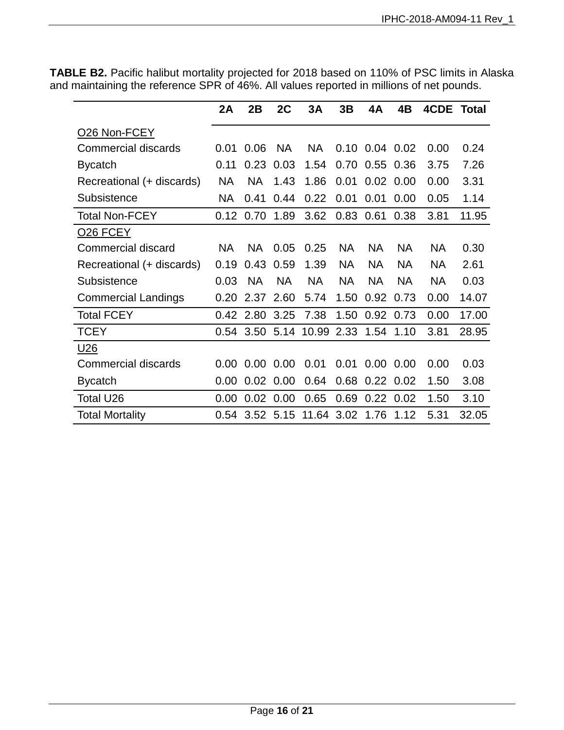**TABLE B2.** Pacific halibut mortality projected for 2018 based on 110% of PSC limits in Alaska and maintaining the reference SPR of 46%. All values reported in millions of net pounds.

| | 2A | 2B | 2C | 3A | 3B | 4A | 4B | 4CDE | Total |
|---|---|---|---|---|---|---|---|---|---|
| O26 Non-FCEY | | | | | | | | | |
| Commercial discards | 0.01 | 0.06 | NA | NA | 0.10 | 0.04 | 0.02 | 0.00 | 0.24 |
| Bycatch | 0.11 | 0.23 | 0.03 | 1.54 | 0.70 | 0.55 | 0.36 | 3.75 | 7.26 |
| Recreational (+ discards) | NA | NA | 1.43 | 1.86 | 0.01 | 0.02 | 0.00 | 0.00 | 3.31 |
| Subsistence | NA | 0.41 | 0.44 | 0.22 | 0.01 | 0.01 | 0.00 | 0.05 | 1.14 |
| Total Non-FCEY | 0.12 | 0.70 | 1.89 | 3.62 | 0.83 | 0.61 | 0.38 | 3.81 | 11.95 |
| O26 FCEY | | | | | | | | | |
| Commercial discard | NA | NA | 0.05 | 0.25 | NA | NA | NA | NA | 0.30 |
| Recreational (+ discards) | 0.19 | 0.43 | 0.59 | 1.39 | NA | NA | NA | NA | 2.61 |
| Subsistence | 0.03 | NA | NA | NA | NA | NA | NA | NA | 0.03 |
| Commercial Landings | 0.20 | 2.37 | 2.60 | 5.74 | 1.50 | 0.92 | 0.73 | 0.00 | 14.07 |
| Total FCEY | 0.42 | 2.80 | 3.25 | 7.38 | 1.50 | 0.92 | 0.73 | 0.00 | 17.00 |
| TCEY | 0.54 | 3.50 | 5.14 | 10.99 | 2.33 | 1.54 | 1.10 | 3.81 | 28.95 |
| U26 | | | | | | | | | |
| Commercial discards | 0.00 | 0.00 | 0.00 | 0.01 | 0.01 | 0.00 | 0.00 | 0.00 | 0.03 |
| Bycatch | 0.00 | 0.02 | 0.00 | 0.64 | 0.68 | 0.22 | 0.02 | 1.50 | 3.08 |
| Total U26 | 0.00 | 0.02 | 0.00 | 0.65 | 0.69 | 0.22 | 0.02 | 1.50 | 3.10 |
| Total Mortality | 0.54 | 3.52 | 5.15 | 11.64 | 3.02 | 1.76 | 1.12 | 5.31 | 32.05 |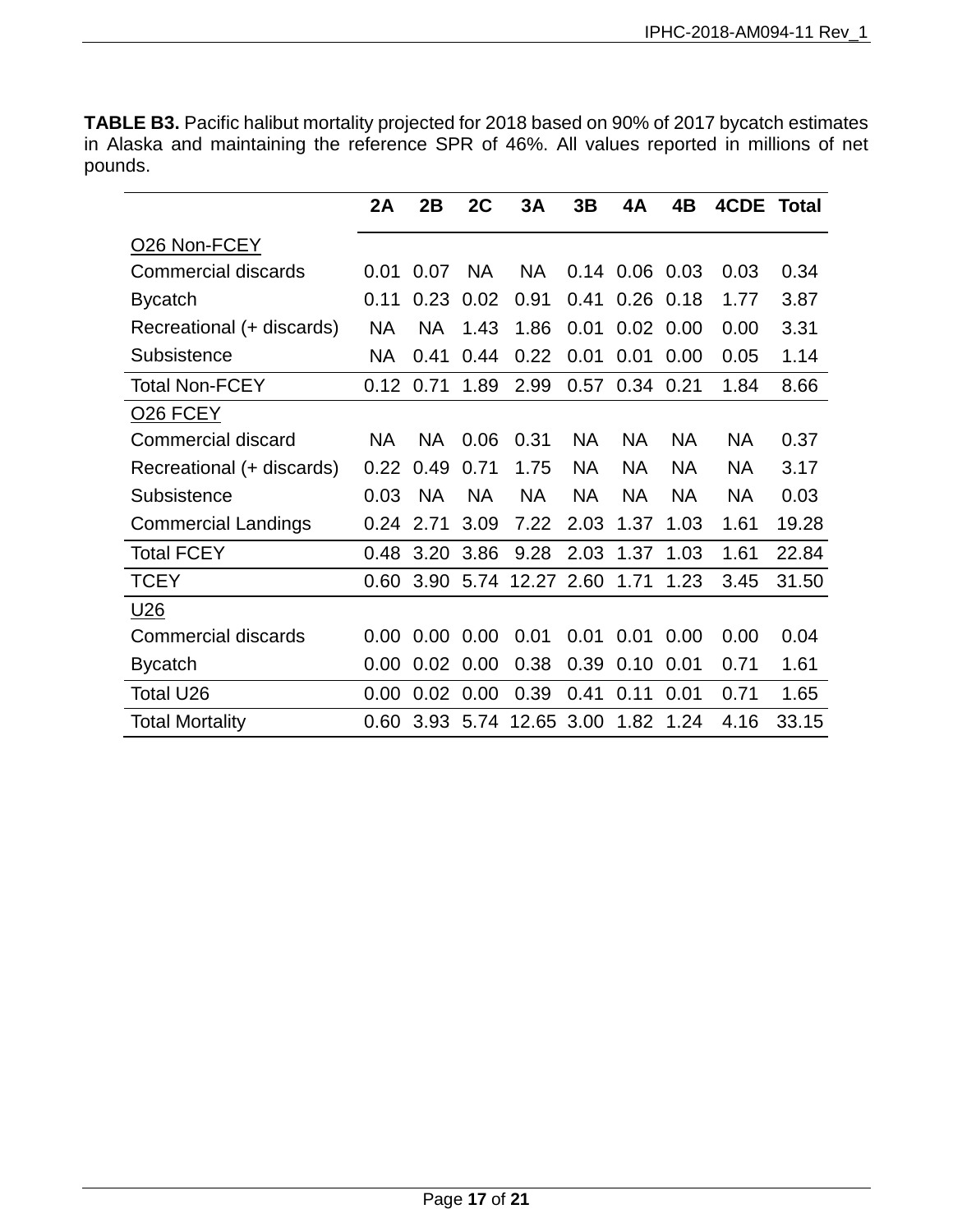**TABLE B3.** Pacific halibut mortality projected for 2018 based on 90% of 2017 bycatch estimates in Alaska and maintaining the reference SPR of 46%. All values reported in millions of net pounds.

| | 2A | 2B | 2C | 3A | 3B | 4A | 4B | 4CDE | Total |
|---|---|---|---|---|---|---|---|---|---|
| O26 Non-FCEY | | | | | | | | | |
| Commercial discards | 0.01 | 0.07 | NA | NA | 0.14 | 0.06 | 0.03 | 0.03 | 0.34 |
| Bycatch | 0.11 | 0.23 | 0.02 | 0.91 | 0.41 | 0.26 | 0.18 | 1.77 | 3.87 |
| Recreational (+ discards) | NA | NA | 1.43 | 1.86 | 0.01 | 0.02 | 0.00 | 0.00 | 3.31 |
| Subsistence | NA | 0.41 | 0.44 | 0.22 | 0.01 | 0.01 | 0.00 | 0.05 | 1.14 |
| Total Non-FCEY | 0.12 | 0.71 | 1.89 | 2.99 | 0.57 | 0.34 | 0.21 | 1.84 | 8.66 |
| O26 FCEY | | | | | | | | | |
| Commercial discard | NA | NA | 0.06 | 0.31 | NA | NA | NA | NA | 0.37 |
| Recreational (+ discards) | 0.22 | 0.49 | 0.71 | 1.75 | NA | NA | NA | NA | 3.17 |
| Subsistence | 0.03 | NA | NA | NA | NA | NA | NA | NA | 0.03 |
| Commercial Landings | 0.24 | 2.71 | 3.09 | 7.22 | 2.03 | 1.37 | 1.03 | 1.61 | 19.28 |
| Total FCEY | 0.48 | 3.20 | 3.86 | 9.28 | 2.03 | 1.37 | 1.03 | 1.61 | 22.84 |
| TCEY | 0.60 | 3.90 | 5.74 | 12.27 | 2.60 | 1.71 | 1.23 | 3.45 | 31.50 |
| U26 | | | | | | | | | |
| Commercial discards | 0.00 | 0.00 | 0.00 | 0.01 | 0.01 | 0.01 | 0.00 | 0.00 | 0.04 |
| Bycatch | 0.00 | 0.02 | 0.00 | 0.38 | 0.39 | 0.10 | 0.01 | 0.71 | 1.61 |
| Total U26 | 0.00 | 0.02 | 0.00 | 0.39 | 0.41 | 0.11 | 0.01 | 0.71 | 1.65 |
| Total Mortality | 0.60 | 3.93 | 5.74 | 12.65 | 3.00 | 1.82 | 1.24 | 4.16 | 33.15 |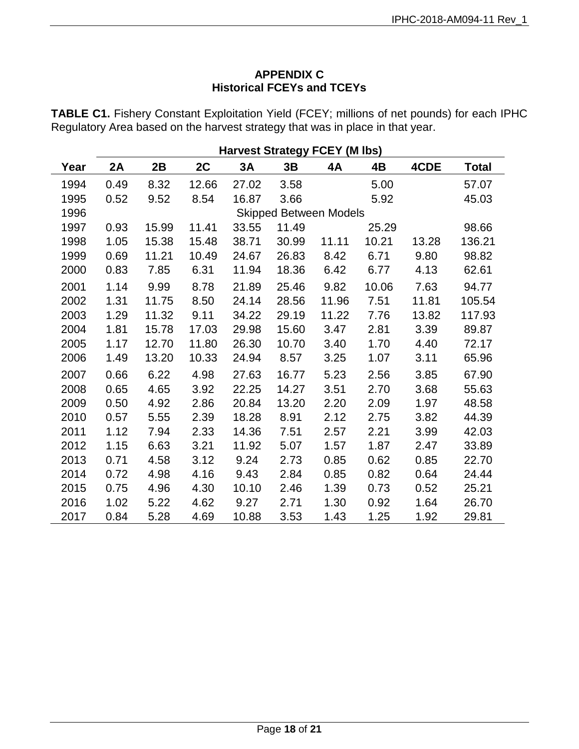## APPENDIX C
## Historical FCEYs and TCEYs

**TABLE C1.** Fishery Constant Exploitation Yield (FCEY; millions of net pounds) for each IPHC Regulatory Area based on the harvest strategy that was in place in that year.

| | Harvest Strategy FCEY (M lbs) | | | | | | | | |
|---|---|---|---|---|---|---|---|---|---|
| **Year** | **2A** | **2B** | **2C** | **3A** | **3B** | **4A** | **4B** | **4CDE** | **Total** |
| 1994 | 0.49 | 8.32 | 12.66 | 27.02 | 3.58 | | 5.00 | | 57.07 |
| 1995 | 0.52 | 9.52 | 8.54 | 16.87 | 3.66 | | 5.92 | | 45.03 |
| 1996 | Skipped Between Models | | | | | | | | |
| 1997 | 0.93 | 15.99 | 11.41 | 33.55 | 11.49 | | 25.29 | | 98.66 |
| 1998 | 1.05 | 15.38 | 15.48 | 38.71 | 30.99 | 11.11 | 10.21 | 13.28 | 136.21 |
| 1999 | 0.69 | 11.21 | 10.49 | 24.67 | 26.83 | 8.42 | 6.71 | 9.80 | 98.82 |
| 2000 | 0.83 | 7.85 | 6.31 | 11.94 | 18.36 | 6.42 | 6.77 | 4.13 | 62.61 |
| 2001 | 1.14 | 9.99 | 8.78 | 21.89 | 25.46 | 9.82 | 10.06 | 7.63 | 94.77 |
| 2002 | 1.31 | 11.75 | 8.50 | 24.14 | 28.56 | 11.96 | 7.51 | 11.81 | 105.54 |
| 2003 | 1.29 | 11.32 | 9.11 | 34.22 | 29.19 | 11.22 | 7.76 | 13.82 | 117.93 |
| 2004 | 1.81 | 15.78 | 17.03 | 29.98 | 15.60 | 3.47 | 2.81 | 3.39 | 89.87 |
| 2005 | 1.17 | 12.70 | 11.80 | 26.30 | 10.70 | 3.40 | 1.70 | 4.40 | 72.17 |
| 2006 | 1.49 | 13.20 | 10.33 | 24.94 | 8.57 | 3.25 | 1.07 | 3.11 | 65.96 |
| 2007 | 0.66 | 6.22 | 4.98 | 27.63 | 16.77 | 5.23 | 2.56 | 3.85 | 67.90 |
| 2008 | 0.65 | 4.65 | 3.92 | 22.25 | 14.27 | 3.51 | 2.70 | 3.68 | 55.63 |
| 2009 | 0.50 | 4.92 | 2.86 | 20.84 | 13.20 | 2.20 | 2.09 | 1.97 | 48.58 |
| 2010 | 0.57 | 5.55 | 2.39 | 18.28 | 8.91 | 2.12 | 2.75 | 3.82 | 44.39 |
| 2011 | 1.12 | 7.94 | 2.33 | 14.36 | 7.51 | 2.57 | 2.21 | 3.99 | 42.03 |
| 2012 | 1.15 | 6.63 | 3.21 | 11.92 | 5.07 | 1.57 | 1.87 | 2.47 | 33.89 |
| 2013 | 0.71 | 4.58 | 3.12 | 9.24 | 2.73 | 0.85 | 0.62 | 0.85 | 22.70 |
| 2014 | 0.72 | 4.98 | 4.16 | 9.43 | 2.84 | 0.85 | 0.82 | 0.64 | 24.44 |
| 2015 | 0.75 | 4.96 | 4.30 | 10.10 | 2.46 | 1.39 | 0.73 | 0.52 | 25.21 |
| 2016 | 1.02 | 5.22 | 4.62 | 9.27 | 2.71 | 1.30 | 0.92 | 1.64 | 26.70 |
| 2017 | 0.84 | 5.28 | 4.69 | 10.88 | 3.53 | 1.43 | 1.25 | 1.92 | 29.81 |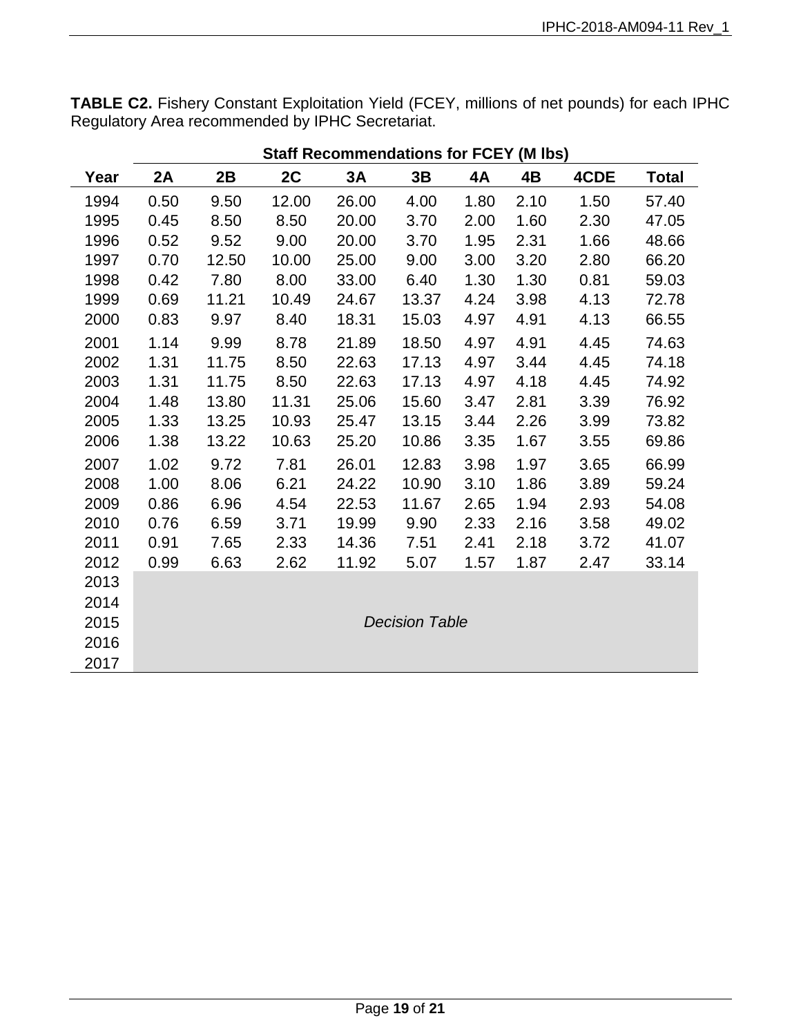**TABLE C2.** Fishery Constant Exploitation Yield (FCEY, millions of net pounds) for each IPHC Regulatory Area recommended by IPHC Secretariat.

| | Staff Recommendations for FCEY (M lbs) | | | | | | | | |
|---|---|---|---|---|---|---|---|---|---|
| **Year** | **2A** | **2B** | **2C** | **3A** | **3B** | **4A** | **4B** | **4CDE** | **Total** |
| 1994 | 0.50 | 9.50 | 12.00 | 26.00 | 4.00 | 1.80 | 2.10 | 1.50 | 57.40 |
| 1995 | 0.45 | 8.50 | 8.50 | 20.00 | 3.70 | 2.00 | 1.60 | 2.30 | 47.05 |
| 1996 | 0.52 | 9.52 | 9.00 | 20.00 | 3.70 | 1.95 | 2.31 | 1.66 | 48.66 |
| 1997 | 0.70 | 12.50 | 10.00 | 25.00 | 9.00 | 3.00 | 3.20 | 2.80 | 66.20 |
| 1998 | 0.42 | 7.80 | 8.00 | 33.00 | 6.40 | 1.30 | 1.30 | 0.81 | 59.03 |
| 1999 | 0.69 | 11.21 | 10.49 | 24.67 | 13.37 | 4.24 | 3.98 | 4.13 | 72.78 |
| 2000 | 0.83 | 9.97 | 8.40 | 18.31 | 15.03 | 4.97 | 4.91 | 4.13 | 66.55 |
| 2001 | 1.14 | 9.99 | 8.78 | 21.89 | 18.50 | 4.97 | 4.91 | 4.45 | 74.63 |
| 2002 | 1.31 | 11.75 | 8.50 | 22.63 | 17.13 | 4.97 | 3.44 | 4.45 | 74.18 |
| 2003 | 1.31 | 11.75 | 8.50 | 22.63 | 17.13 | 4.97 | 4.18 | 4.45 | 74.92 |
| 2004 | 1.48 | 13.80 | 11.31 | 25.06 | 15.60 | 3.47 | 2.81 | 3.39 | 76.92 |
| 2005 | 1.33 | 13.25 | 10.93 | 25.47 | 13.15 | 3.44 | 2.26 | 3.99 | 73.82 |
| 2006 | 1.38 | 13.22 | 10.63 | 25.20 | 10.86 | 3.35 | 1.67 | 3.55 | 69.86 |
| 2007 | 1.02 | 9.72 | 7.81 | 26.01 | 12.83 | 3.98 | 1.97 | 3.65 | 66.99 |
| 2008 | 1.00 | 8.06 | 6.21 | 24.22 | 10.90 | 3.10 | 1.86 | 3.89 | 59.24 |
| 2009 | 0.86 | 6.96 | 4.54 | 22.53 | 11.67 | 2.65 | 1.94 | 2.93 | 54.08 |
| 2010 | 0.76 | 6.59 | 3.71 | 19.99 | 9.90 | 2.33 | 2.16 | 3.58 | 49.02 |
| 2011 | 0.91 | 7.65 | 2.33 | 14.36 | 7.51 | 2.41 | 2.18 | 3.72 | 41.07 |
| 2012 | 0.99 | 6.63 | 2.62 | 11.92 | 5.07 | 1.57 | 1.87 | 2.47 | 33.14 |
| 2013 | *Decision Table* | | | | | | | | |
| 2014 | | | | | | | | | |
| 2015 | | | | | | | | | |
| 2016 | | | | | | | | | |
| 2017 | | | | | | | | | |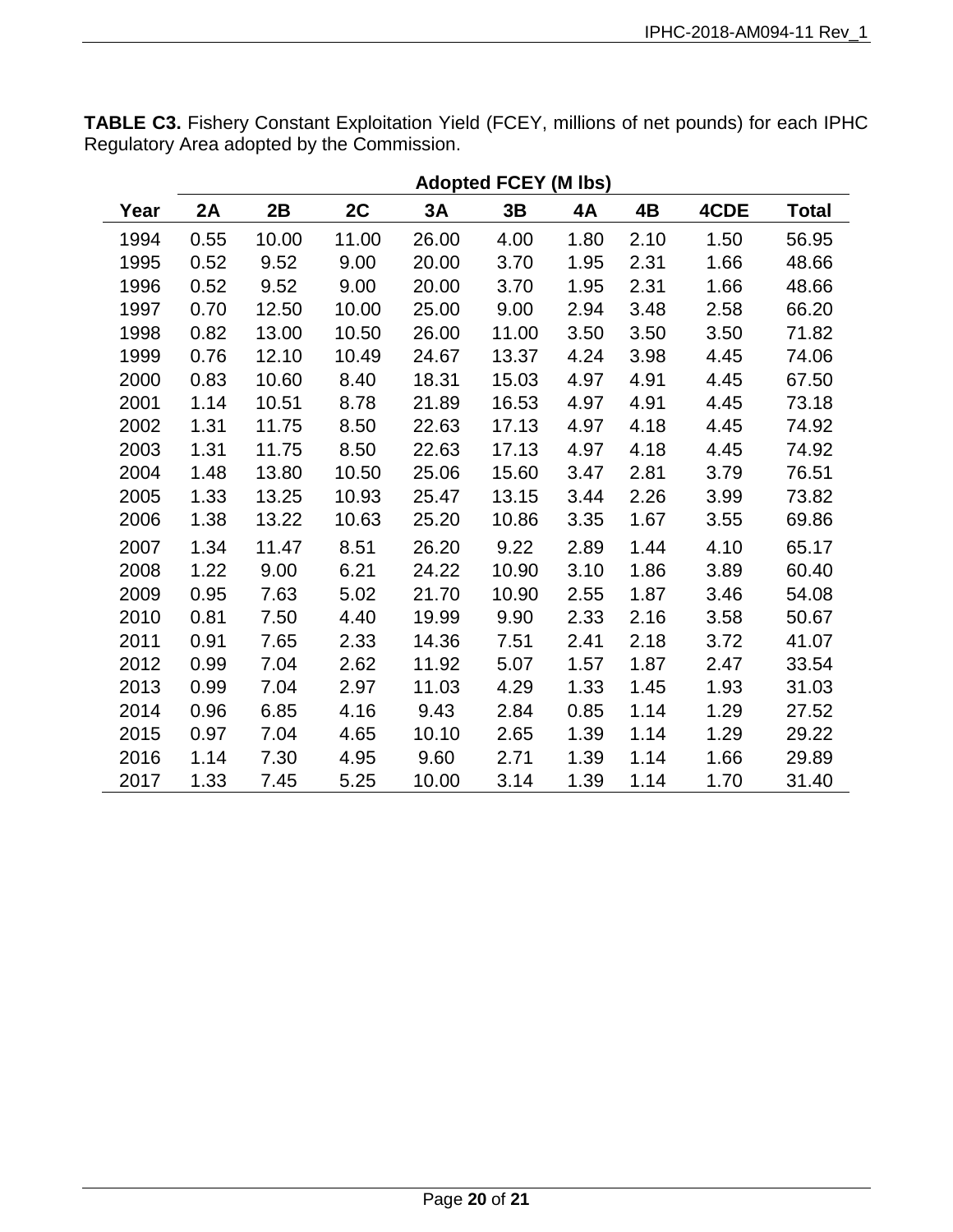**TABLE C3.** Fishery Constant Exploitation Yield (FCEY, millions of net pounds) for each IPHC Regulatory Area adopted by the Commission.

| | Adopted FCEY (M lbs) | | | | | | | | |
|---|---|---|---|---|---|---|---|---|---|
| **Year** | **2A** | **2B** | **2C** | **3A** | **3B** | **4A** | **4B** | **4CDE** | **Total** |
| 1994 | 0.55 | 10.00 | 11.00 | 26.00 | 4.00 | 1.80 | 2.10 | 1.50 | 56.95 |
| 1995 | 0.52 | 9.52 | 9.00 | 20.00 | 3.70 | 1.95 | 2.31 | 1.66 | 48.66 |
| 1996 | 0.52 | 9.52 | 9.00 | 20.00 | 3.70 | 1.95 | 2.31 | 1.66 | 48.66 |
| 1997 | 0.70 | 12.50 | 10.00 | 25.00 | 9.00 | 2.94 | 3.48 | 2.58 | 66.20 |
| 1998 | 0.82 | 13.00 | 10.50 | 26.00 | 11.00 | 3.50 | 3.50 | 3.50 | 71.82 |
| 1999 | 0.76 | 12.10 | 10.49 | 24.67 | 13.37 | 4.24 | 3.98 | 4.45 | 74.06 |
| 2000 | 0.83 | 10.60 | 8.40 | 18.31 | 15.03 | 4.97 | 4.91 | 4.45 | 67.50 |
| 2001 | 1.14 | 10.51 | 8.78 | 21.89 | 16.53 | 4.97 | 4.91 | 4.45 | 73.18 |
| 2002 | 1.31 | 11.75 | 8.50 | 22.63 | 17.13 | 4.97 | 4.18 | 4.45 | 74.92 |
| 2003 | 1.31 | 11.75 | 8.50 | 22.63 | 17.13 | 4.97 | 4.18 | 4.45 | 74.92 |
| 2004 | 1.48 | 13.80 | 10.50 | 25.06 | 15.60 | 3.47 | 2.81 | 3.79 | 76.51 |
| 2005 | 1.33 | 13.25 | 10.93 | 25.47 | 13.15 | 3.44 | 2.26 | 3.99 | 73.82 |
| 2006 | 1.38 | 13.22 | 10.63 | 25.20 | 10.86 | 3.35 | 1.67 | 3.55 | 69.86 |
| 2007 | 1.34 | 11.47 | 8.51 | 26.20 | 9.22 | 2.89 | 1.44 | 4.10 | 65.17 |
| 2008 | 1.22 | 9.00 | 6.21 | 24.22 | 10.90 | 3.10 | 1.86 | 3.89 | 60.40 |
| 2009 | 0.95 | 7.63 | 5.02 | 21.70 | 10.90 | 2.55 | 1.87 | 3.46 | 54.08 |
| 2010 | 0.81 | 7.50 | 4.40 | 19.99 | 9.90 | 2.33 | 2.16 | 3.58 | 50.67 |
| 2011 | 0.91 | 7.65 | 2.33 | 14.36 | 7.51 | 2.41 | 2.18 | 3.72 | 41.07 |
| 2012 | 0.99 | 7.04 | 2.62 | 11.92 | 5.07 | 1.57 | 1.87 | 2.47 | 33.54 |
| 2013 | 0.99 | 7.04 | 2.97 | 11.03 | 4.29 | 1.33 | 1.45 | 1.93 | 31.03 |
| 2014 | 0.96 | 6.85 | 4.16 | 9.43 | 2.84 | 0.85 | 1.14 | 1.29 | 27.52 |
| 2015 | 0.97 | 7.04 | 4.65 | 10.10 | 2.65 | 1.39 | 1.14 | 1.29 | 29.22 |
| 2016 | 1.14 | 7.30 | 4.95 | 9.60 | 2.71 | 1.39 | 1.14 | 1.66 | 29.89 |
| 2017 | 1.33 | 7.45 | 5.25 | 10.00 | 3.14 | 1.39 | 1.14 | 1.70 | 31.40 |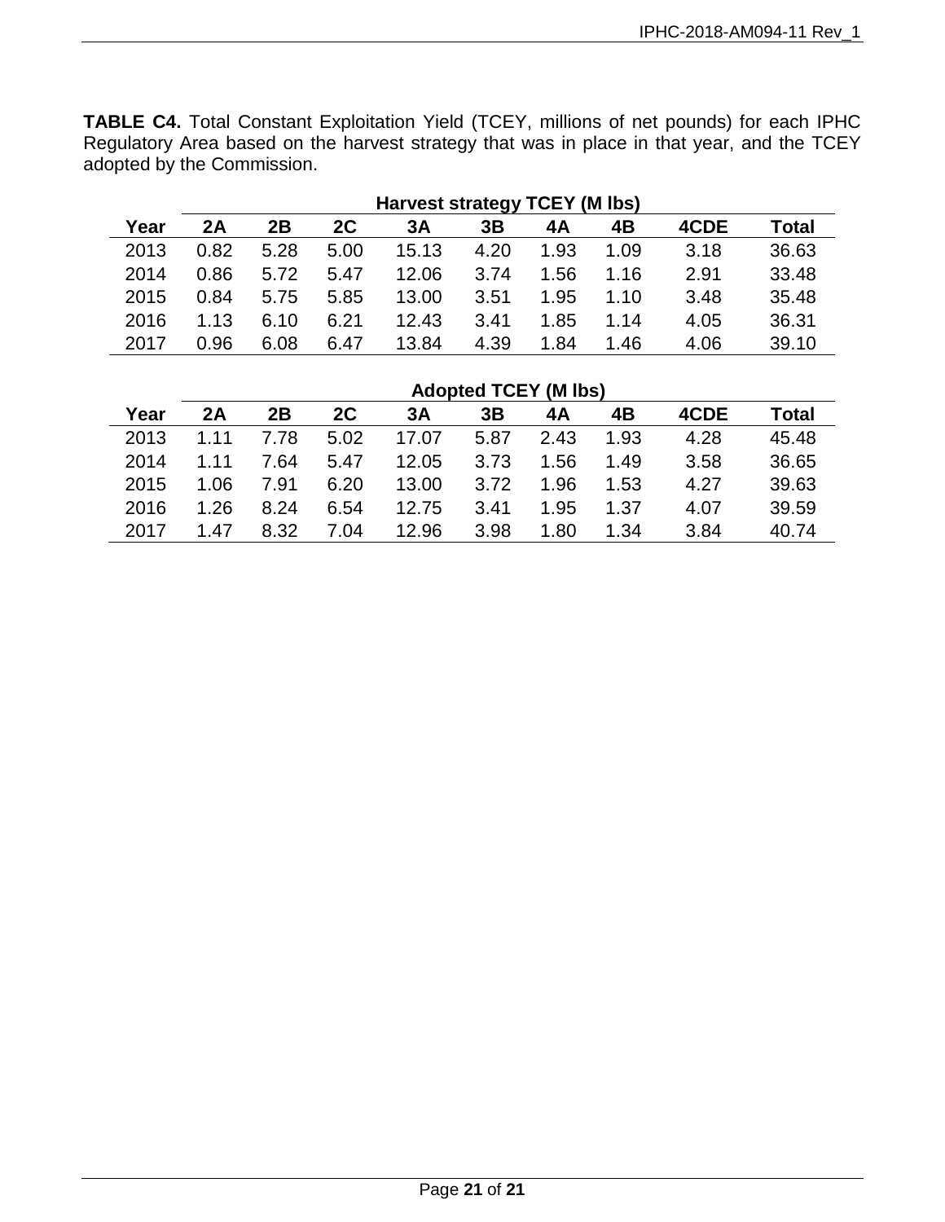**TABLE C4.** Total Constant Exploitation Yield (TCEY, millions of net pounds) for each IPHC Regulatory Area based on the harvest strategy that was in place in that year, and the TCEY adopted by the Commission.

| | Harvest strategy TCEY (M lbs) | | | | | | | | |
|---|---|---|---|---|---|---|---|---|---|
| **Year** | **2A** | **2B** | **2C** | **3A** | **3B** | **4A** | **4B** | **4CDE** | **Total** |
| 2013 | 0.82 | 5.28 | 5.00 | 15.13 | 4.20 | 1.93 | 1.09 | 3.18 | 36.63 |
| 2014 | 0.86 | 5.72 | 5.47 | 12.06 | 3.74 | 1.56 | 1.16 | 2.91 | 33.48 |
| 2015 | 0.84 | 5.75 | 5.85 | 13.00 | 3.51 | 1.95 | 1.10 | 3.48 | 35.48 |
| 2016 | 1.13 | 6.10 | 6.21 | 12.43 | 3.41 | 1.85 | 1.14 | 4.05 | 36.31 |
| 2017 | 0.96 | 6.08 | 6.47 | 13.84 | 4.39 | 1.84 | 1.46 | 4.06 | 39.10 |

| | Adopted TCEY (M lbs) | | | | | | | | |
|---|---|---|---|---|---|---|---|---|---|
| **Year** | **2A** | **2B** | **2C** | **3A** | **3B** | **4A** | **4B** | **4CDE** | **Total** |
| 2013 | 1.11 | 7.78 | 5.02 | 17.07 | 5.87 | 2.43 | 1.93 | 4.28 | 45.48 |
| 2014 | 1.11 | 7.64 | 5.47 | 12.05 | 3.73 | 1.56 | 1.49 | 3.58 | 36.65 |
| 2015 | 1.06 | 7.91 | 6.20 | 13.00 | 3.72 | 1.96 | 1.53 | 4.27 | 39.63 |
| 2016 | 1.26 | 8.24 | 6.54 | 12.75 | 3.41 | 1.95 | 1.37 | 4.07 | 39.59 |
| 2017 | 1.47 | 8.32 | 7.04 | 12.96 | 3.98 | 1.80 | 1.34 | 3.84 | 40.74 |